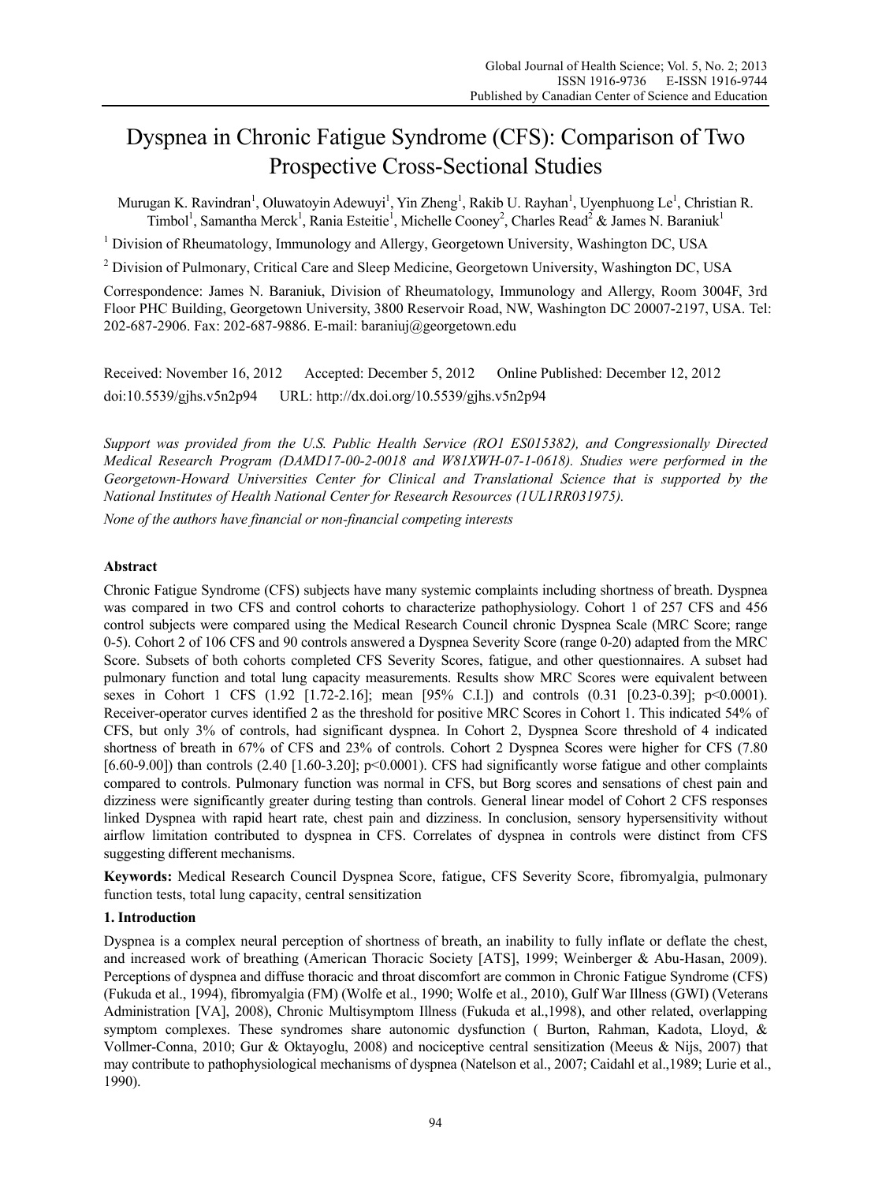# Dyspnea in Chronic Fatigue Syndrome (CFS): Comparison of Two Prospective Cross-Sectional Studies

Murugan K. Ravindran[1], Oluwatoyin Adewuyi[1], Yin Zheng[1], Rakib U. Rayhan[1], Uyenphuong Le[1], Christian R. Timbol[1], Samantha Merck[1], Rania Esteitie[1], Michelle Cooney[2], Charles Read[2] & James N. Baraniuk[1]

[1] Division of Rheumatology, Immunology and Allergy, Georgetown University, Washington DC, USA

[2] Division of Pulmonary, Critical Care and Sleep Medicine, Georgetown University, Washington DC, USA

Correspondence: James N. Baraniuk, Division of Rheumatology, Immunology and Allergy, Room 3004F, 3rd Floor PHC Building, Georgetown University, 3800 Reservoir Road, NW, Washington DC 20007-2197, USA. Tel: 202-687-2906. Fax: 202-687-9886. E-mail: baraniuj@georgetown.edu

Received: November 16, 2012 Accepted: December 5, 2012 Online Published: December 12, 2012

doi:10.5539/gjhs.v5n2p94 URL: http://dx.doi.org/10.5539/gjhs.v5n2p94

*Support was provided from the U.S. Public Health Service (RO1 ES015382), and Congressionally Directed Medical Research Program (DAMD17-00-2-0018 and W81XWH-07-1-0618). Studies were performed in the Georgetown-Howard Universities Center for Clinical and Translational Science that is supported by the National Institutes of Health National Center for Research Resources (1UL1RR031975).*

*None of the authors have financial or non-financial competing interests*

**Abstract**

Chronic Fatigue Syndrome (CFS) subjects have many systemic complaints including shortness of breath. Dyspnea was compared in two CFS and control cohorts to characterize pathophysiology. Cohort 1 of 257 CFS and 456 control subjects were compared using the Medical Research Council chronic Dyspnea Scale (MRC Score; range 0-5). Cohort 2 of 106 CFS and 90 controls answered a Dyspnea Severity Score (range 0-20) adapted from the MRC Score. Subsets of both cohorts completed CFS Severity Scores, fatigue, and other questionnaires. A subset had pulmonary function and total lung capacity measurements. Results show MRC Scores were equivalent between sexes in Cohort 1 CFS (1.92 [1.72-2.16]; mean [95% C.I.]) and controls (0.31 [0.23-0.39]; $p<0.0001$). Receiver-operator curves identified 2 as the threshold for positive MRC Scores in Cohort 1. This indicated 54% of CFS, but only 3% of controls, had significant dyspnea. In Cohort 2, Dyspnea Score threshold of 4 indicated shortness of breath in 67% of CFS and 23% of controls. Cohort 2 Dyspnea Scores were higher for CFS (7.80 [6.60-9.00]) than controls (2.40 [1.60-3.20]; $p<0.0001$). CFS had significantly worse fatigue and other complaints compared to controls. Pulmonary function was normal in CFS, but Borg scores and sensations of chest pain and dizziness were significantly greater during testing than controls. General linear model of Cohort 2 CFS responses linked Dyspnea with rapid heart rate, chest pain and dizziness. In conclusion, sensory hypersensitivity without airflow limitation contributed to dyspnea in CFS. Correlates of dyspnea in controls were distinct from CFS suggesting different mechanisms.

**Keywords:** Medical Research Council Dyspnea Score, fatigue, CFS Severity Score, fibromyalgia, pulmonary function tests, total lung capacity, central sensitization

## 1. Introduction

Dyspnea is a complex neural perception of shortness of breath, an inability to fully inflate or deflate the chest, and increased work of breathing (American Thoracic Society [ATS], 1999; Weinberger & Abu-Hasan, 2009). Perceptions of dyspnea and diffuse thoracic and throat discomfort are common in Chronic Fatigue Syndrome (CFS) (Fukuda et al., 1994), fibromyalgia (FM) (Wolfe et al., 1990; Wolfe et al., 2010), Gulf War Illness (GWI) (Veterans Administration [VA], 2008), Chronic Multisymptom Illness (Fukuda et al.,1998), and other related, overlapping symptom complexes. These syndromes share autonomic dysfunction ( Burton, Rahman, Kadota, Lloyd, & Vollmer-Conna, 2010; Gur & Oktayoglu, 2008) and nociceptive central sensitization (Meeus & Nijs, 2007) that may contribute to pathophysiological mechanisms of dyspnea (Natelson et al., 2007; Caidahl et al.,1989; Lurie et al., 1990).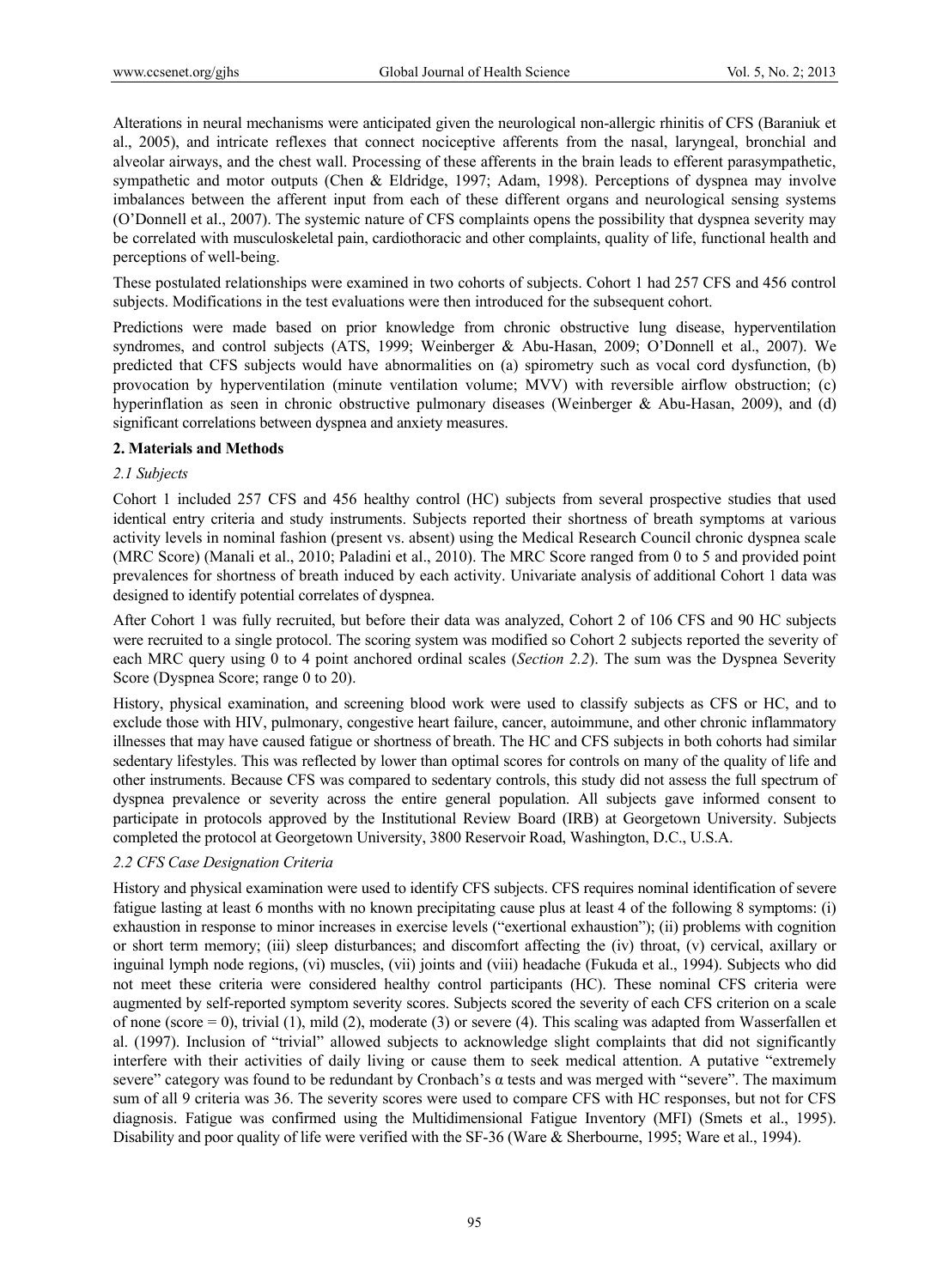Alterations in neural mechanisms were anticipated given the neurological non-allergic rhinitis of CFS (Baraniuk et al., 2005), and intricate reflexes that connect nociceptive afferents from the nasal, laryngeal, bronchial and alveolar airways, and the chest wall. Processing of these afferents in the brain leads to efferent parasympathetic, sympathetic and motor outputs (Chen & Eldridge, 1997; Adam, 1998). Perceptions of dyspnea may involve imbalances between the afferent input from each of these different organs and neurological sensing systems (O'Donnell et al., 2007). The systemic nature of CFS complaints opens the possibility that dyspnea severity may be correlated with musculoskeletal pain, cardiothoracic and other complaints, quality of life, functional health and perceptions of well-being.

These postulated relationships were examined in two cohorts of subjects. Cohort 1 had 257 CFS and 456 control subjects. Modifications in the test evaluations were then introduced for the subsequent cohort.

Predictions were made based on prior knowledge from chronic obstructive lung disease, hyperventilation syndromes, and control subjects (ATS, 1999; Weinberger & Abu-Hasan, 2009; O'Donnell et al., 2007). We predicted that CFS subjects would have abnormalities on (a) spirometry such as vocal cord dysfunction, (b) provocation by hyperventilation (minute ventilation volume; MVV) with reversible airflow obstruction; (c) hyperinflation as seen in chronic obstructive pulmonary diseases (Weinberger & Abu-Hasan, 2009), and (d) significant correlations between dyspnea and anxiety measures.

## 2. Materials and Methods

### *2.1 Subjects*

Cohort 1 included 257 CFS and 456 healthy control (HC) subjects from several prospective studies that used identical entry criteria and study instruments. Subjects reported their shortness of breath symptoms at various activity levels in nominal fashion (present vs. absent) using the Medical Research Council chronic dyspnea scale (MRC Score) (Manali et al., 2010; Paladini et al., 2010). The MRC Score ranged from 0 to 5 and provided point prevalences for shortness of breath induced by each activity. Univariate analysis of additional Cohort 1 data was designed to identify potential correlates of dyspnea.

After Cohort 1 was fully recruited, but before their data was analyzed, Cohort 2 of 106 CFS and 90 HC subjects were recruited to a single protocol. The scoring system was modified so Cohort 2 subjects reported the severity of each MRC query using 0 to 4 point anchored ordinal scales (*Section 2.2*). The sum was the Dyspnea Severity Score (Dyspnea Score; range 0 to 20).

History, physical examination, and screening blood work were used to classify subjects as CFS or HC, and to exclude those with HIV, pulmonary, congestive heart failure, cancer, autoimmune, and other chronic inflammatory illnesses that may have caused fatigue or shortness of breath. The HC and CFS subjects in both cohorts had similar sedentary lifestyles. This was reflected by lower than optimal scores for controls on many of the quality of life and other instruments. Because CFS was compared to sedentary controls, this study did not assess the full spectrum of dyspnea prevalence or severity across the entire general population. All subjects gave informed consent to participate in protocols approved by the Institutional Review Board (IRB) at Georgetown University. Subjects completed the protocol at Georgetown University, 3800 Reservoir Road, Washington, D.C., U.S.A.

### *2.2 CFS Case Designation Criteria*

History and physical examination were used to identify CFS subjects. CFS requires nominal identification of severe fatigue lasting at least 6 months with no known precipitating cause plus at least 4 of the following 8 symptoms: (i) exhaustion in response to minor increases in exercise levels ("exertional exhaustion"); (ii) problems with cognition or short term memory; (iii) sleep disturbances; and discomfort affecting the (iv) throat, (v) cervical, axillary or inguinal lymph node regions, (vi) muscles, (vii) joints and (viii) headache (Fukuda et al., 1994). Subjects who did not meet these criteria were considered healthy control participants (HC). These nominal CFS criteria were augmented by self-reported symptom severity scores. Subjects scored the severity of each CFS criterion on a scale of none (score = 0), trivial (1), mild (2), moderate (3) or severe (4). This scaling was adapted from Wasserfallen et al. (1997). Inclusion of "trivial" allowed subjects to acknowledge slight complaints that did not significantly interfere with their activities of daily living or cause them to seek medical attention. A putative "extremely severe" category was found to be redundant by Cronbach's α tests and was merged with "severe". The maximum sum of all 9 criteria was 36. The severity scores were used to compare CFS with HC responses, but not for CFS diagnosis. Fatigue was confirmed using the Multidimensional Fatigue Inventory (MFI) (Smets et al., 1995). Disability and poor quality of life were verified with the SF-36 (Ware & Sherbourne, 1995; Ware et al., 1994).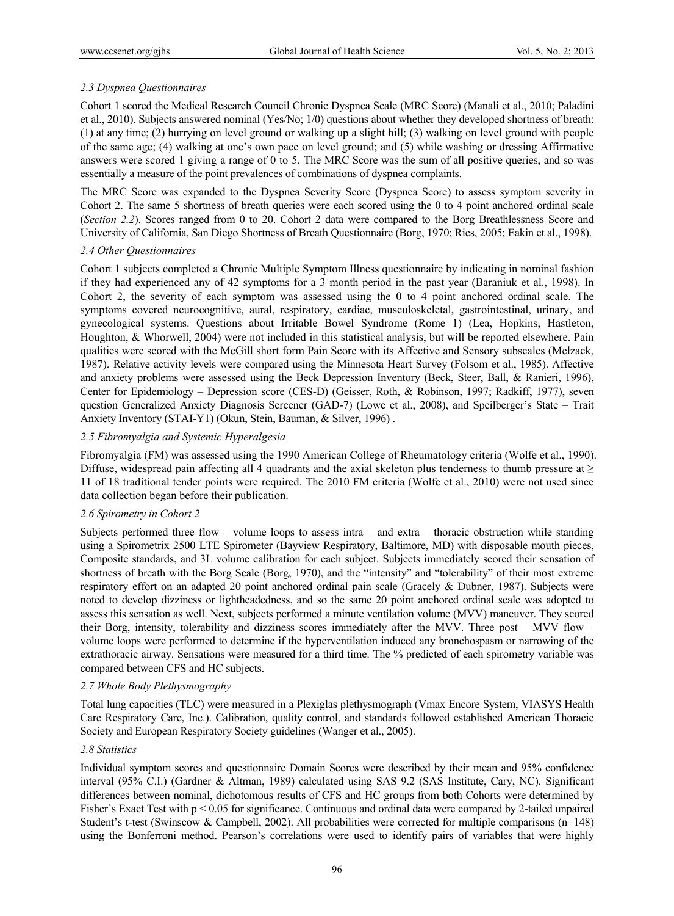### *2.3 Dyspnea Questionnaires*

Cohort 1 scored the Medical Research Council Chronic Dyspnea Scale (MRC Score) (Manali et al., 2010; Paladini et al., 2010). Subjects answered nominal (Yes/No; 1/0) questions about whether they developed shortness of breath: (1) at any time; (2) hurrying on level ground or walking up a slight hill; (3) walking on level ground with people of the same age; (4) walking at one's own pace on level ground; and (5) while washing or dressing Affirmative answers were scored 1 giving a range of 0 to 5. The MRC Score was the sum of all positive queries, and so was essentially a measure of the point prevalences of combinations of dyspnea complaints.

The MRC Score was expanded to the Dyspnea Severity Score (Dyspnea Score) to assess symptom severity in Cohort 2. The same 5 shortness of breath queries were each scored using the 0 to 4 point anchored ordinal scale (*Section 2.2*). Scores ranged from 0 to 20. Cohort 2 data were compared to the Borg Breathlessness Score and University of California, San Diego Shortness of Breath Questionnaire (Borg, 1970; Ries, 2005; Eakin et al., 1998).

### *2.4 Other Questionnaires*

Cohort 1 subjects completed a Chronic Multiple Symptom Illness questionnaire by indicating in nominal fashion if they had experienced any of 42 symptoms for a 3 month period in the past year (Baraniuk et al., 1998). In Cohort 2, the severity of each symptom was assessed using the 0 to 4 point anchored ordinal scale. The symptoms covered neurocognitive, aural, respiratory, cardiac, musculoskeletal, gastrointestinal, urinary, and gynecological systems. Questions about Irritable Bowel Syndrome (Rome 1) (Lea, Hopkins, Hastleton, Houghton, & Whorwell, 2004) were not included in this statistical analysis, but will be reported elsewhere. Pain qualities were scored with the McGill short form Pain Score with its Affective and Sensory subscales (Melzack, 1987). Relative activity levels were compared using the Minnesota Heart Survey (Folsom et al., 1985). Affective and anxiety problems were assessed using the Beck Depression Inventory (Beck, Steer, Ball, & Ranieri, 1996), Center for Epidemiology – Depression score (CES-D) (Geisser, Roth, & Robinson, 1997; Radkiff, 1977), seven question Generalized Anxiety Diagnosis Screener (GAD-7) (Lowe et al., 2008), and Speilberger's State – Trait Anxiety Inventory (STAI-Y1) (Okun, Stein, Bauman, & Silver, 1996) .

### *2.5 Fibromyalgia and Systemic Hyperalgesia*

Fibromyalgia (FM) was assessed using the 1990 American College of Rheumatology criteria (Wolfe et al., 1990). Diffuse, widespread pain affecting all 4 quadrants and the axial skeleton plus tenderness to thumb pressure at $\geq$ 11 of 18 traditional tender points were required. The 2010 FM criteria (Wolfe et al., 2010) were not used since data collection began before their publication.

### *2.6 Spirometry in Cohort 2*

Subjects performed three flow – volume loops to assess intra – and extra – thoracic obstruction while standing using a Spirometrix 2500 LTE Spirometer (Bayview Respiratory, Baltimore, MD) with disposable mouth pieces, Composite standards, and 3L volume calibration for each subject. Subjects immediately scored their sensation of shortness of breath with the Borg Scale (Borg, 1970), and the "intensity" and "tolerability" of their most extreme respiratory effort on an adapted 20 point anchored ordinal pain scale (Gracely & Dubner, 1987). Subjects were noted to develop dizziness or lightheadedness, and so the same 20 point anchored ordinal scale was adopted to assess this sensation as well. Next, subjects performed a minute ventilation volume (MVV) maneuver. They scored their Borg, intensity, tolerability and dizziness scores immediately after the MVV. Three post – MVV flow – volume loops were performed to determine if the hyperventilation induced any bronchospasm or narrowing of the extrathoracic airway. Sensations were measured for a third time. The % predicted of each spirometry variable was compared between CFS and HC subjects.

### *2.7 Whole Body Plethysmography*

Total lung capacities (TLC) were measured in a Plexiglas plethysmograph (Vmax Encore System, VIASYS Health Care Respiratory Care, Inc.). Calibration, quality control, and standards followed established American Thoracic Society and European Respiratory Society guidelines (Wanger et al., 2005).

### *2.8 Statistics*

Individual symptom scores and questionnaire Domain Scores were described by their mean and 95% confidence interval (95% C.I.) (Gardner & Altman, 1989) calculated using SAS 9.2 (SAS Institute, Cary, NC). Significant differences between nominal, dichotomous results of CFS and HC groups from both Cohorts were determined by Fisher's Exact Test with $p < 0.05$ for significance. Continuous and ordinal data were compared by 2-tailed unpaired Student's t-test (Swinscow & Campbell, 2002). All probabilities were corrected for multiple comparisons (n=148) using the Bonferroni method. Pearson's correlations were used to identify pairs of variables that were highly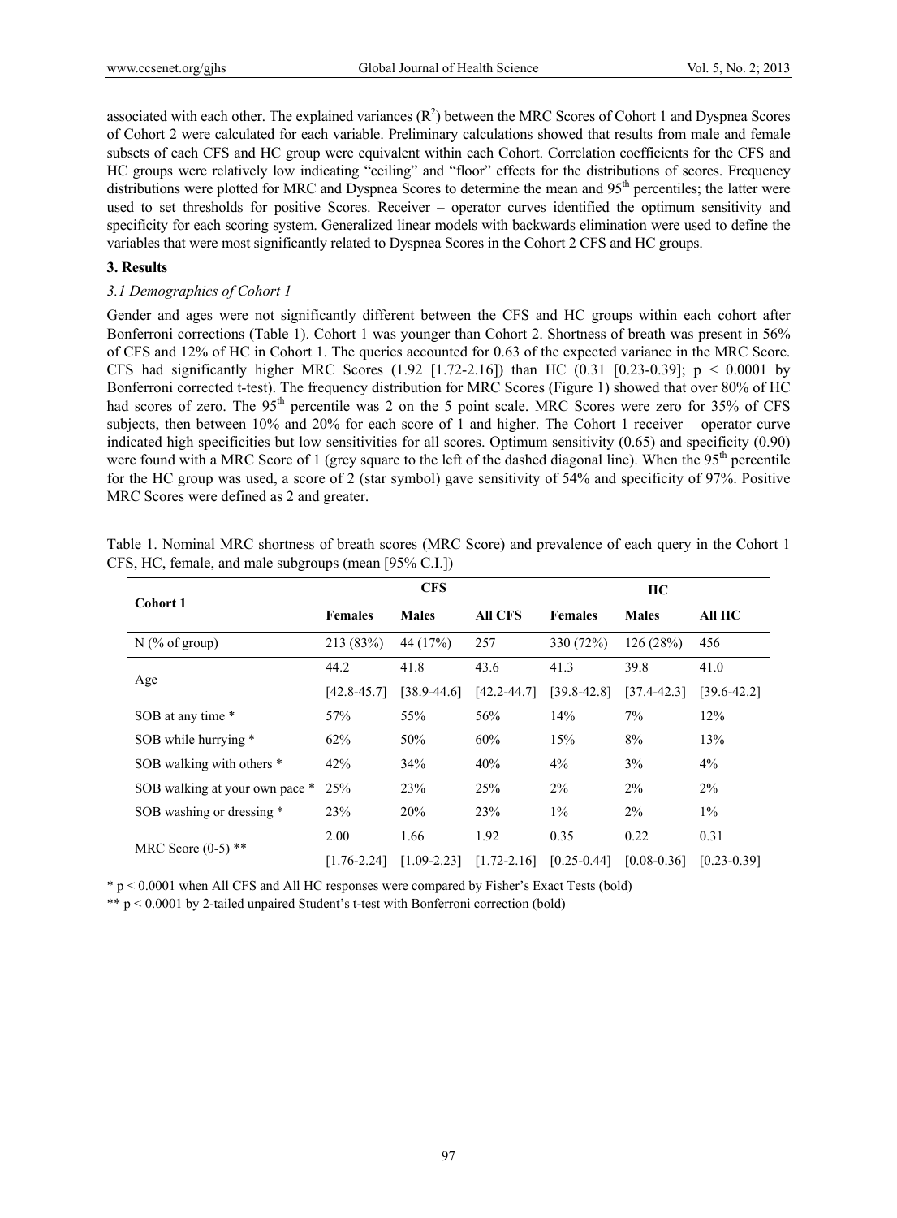associated with each other. The explained variances ($R^2$) between the MRC Scores of Cohort 1 and Dyspnea Scores of Cohort 2 were calculated for each variable. Preliminary calculations showed that results from male and female subsets of each CFS and HC group were equivalent within each Cohort. Correlation coefficients for the CFS and HC groups were relatively low indicating "ceiling" and "floor" effects for the distributions of scores. Frequency distributions were plotted for MRC and Dyspnea Scores to determine the mean and 95th percentiles; the latter were used to set thresholds for positive Scores. Receiver – operator curves identified the optimum sensitivity and specificity for each scoring system. Generalized linear models with backwards elimination were used to define the variables that were most significantly related to Dyspnea Scores in the Cohort 2 CFS and HC groups.

## 3. Results

### *3.1 Demographics of Cohort 1*

Gender and ages were not significantly different between the CFS and HC groups within each cohort after Bonferroni corrections (Table 1). Cohort 1 was younger than Cohort 2. Shortness of breath was present in 56% of CFS and 12% of HC in Cohort 1. The queries accounted for 0.63 of the expected variance in the MRC Score. CFS had significantly higher MRC Scores (1.92 [1.72-2.16]) than HC (0.31 [0.23-0.39]; $p < 0.0001$ by Bonferroni corrected t-test). The frequency distribution for MRC Scores (Figure 1) showed that over 80% of HC had scores of zero. The 95th percentile was 2 on the 5 point scale. MRC Scores were zero for 35% of CFS subjects, then between 10% and 20% for each score of 1 and higher. The Cohort 1 receiver – operator curve indicated high specificities but low sensitivities for all scores. Optimum sensitivity (0.65) and specificity (0.90) were found with a MRC Score of 1 (grey square to the left of the dashed diagonal line). When the 95th percentile for the HC group was used, a score of 2 (star symbol) gave sensitivity of 54% and specificity of 97%. Positive MRC Scores were defined as 2 and greater.

Table 1. Nominal MRC shortness of breath scores (MRC Score) and prevalence of each query in the Cohort 1 CFS, HC, female, and male subgroups (mean [95% C.I.])

| Cohort 1 | CFS | | | HC | | |
|---|---|---|---|---|---|---|
| | Females | Males | All CFS | Females | Males | All HC |
| N (% of group) | 213 (83%) | 44 (17%) | 257 | 330 (72%) | 126 (28%) | 456 |
| Age | 44.2 [42.8-45.7] | 41.8 [38.9-44.6] | 43.6 [42.2-44.7] | 41.3 [39.8-42.8] | 39.8 [37.4-42.3] | 41.0 [39.6-42.2] |
| SOB at any time * | 57% | 55% | 56% | 14% | 7% | 12% |
| SOB while hurrying * | 62% | 50% | 60% | 15% | 8% | 13% |
| SOB walking with others * | 42% | 34% | 40% | 4% | 3% | 4% |
| SOB walking at your own pace * | 25% | 23% | 25% | 2% | 2% | 2% |
| SOB washing or dressing * | 23% | 20% | 23% | 1% | 2% | 1% |
| MRC Score (0-5) ** | 2.00 [1.76-2.24] | 1.66 [1.09-2.23] | 1.92 [1.72-2.16] | 0.35 [0.25-0.44] | 0.22 [0.08-0.36] | 0.31 [0.23-0.39] |

\* $p < 0.0001$ when All CFS and All HC responses were compared by Fisher's Exact Tests (bold)

\*\* $p < 0.0001$ by 2-tailed unpaired Student's t-test with Bonferroni correction (bold)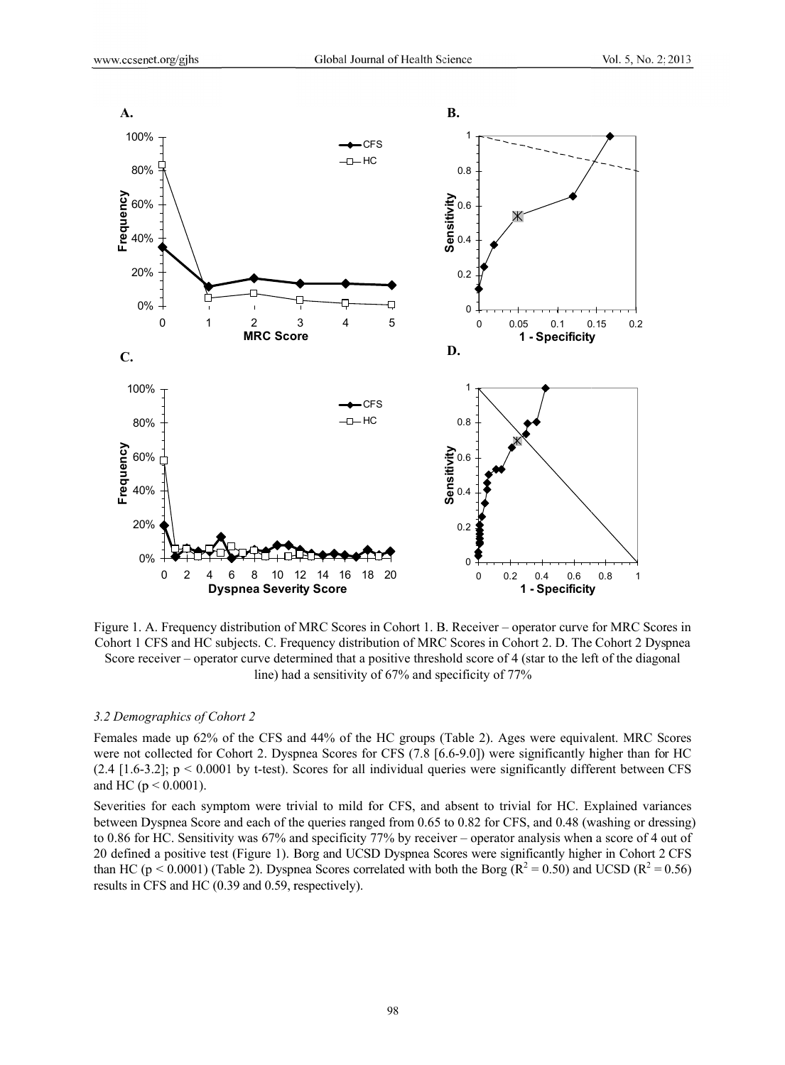Figure 1. A. Frequency distribution of MRC Scores in Cohort 1. B. Receiver – operator curve for MRC Scores in Cohort 1 CFS and HC subjects. C. Frequency distribution of MRC Scores in Cohort 2. D. The Cohort 2 Dyspnea Score receiver – operator curve determined that a positive threshold score of 4 (star to the left of the diagonal line) had a sensitivity of 67% and specificity of 77%

### *3.2 Demographics of Cohort 2*

Females made up 62% of the CFS and 44% of the HC groups (Table 2). Ages were equivalent. MRC Scores were not collected for Cohort 2. Dyspnea Scores for CFS (7.8 [6.6-9.0]) were significantly higher than for HC (2.4 [1.6-3.2]; $p < 0.0001$ by t-test). Scores for all individual queries were significantly different between CFS and HC ($p < 0.0001$).

Severities for each symptom were trivial to mild for CFS, and absent to trivial for HC. Explained variances between Dyspnea Score and each of the queries ranged from 0.65 to 0.82 for CFS, and 0.48 (washing or dressing) to 0.86 for HC. Sensitivity was 67% and specificity 77% by receiver – operator analysis when a score of 4 out of 20 defined a positive test (Figure 1). Borg and UCSD Dyspnea Scores were significantly higher in Cohort 2 CFS than HC ($p < 0.0001$) (Table 2). Dyspnea Scores correlated with both the Borg ($R^2 = 0.50$) and UCSD ($R^2 = 0.56$) results in CFS and HC (0.39 and 0.59, respectively).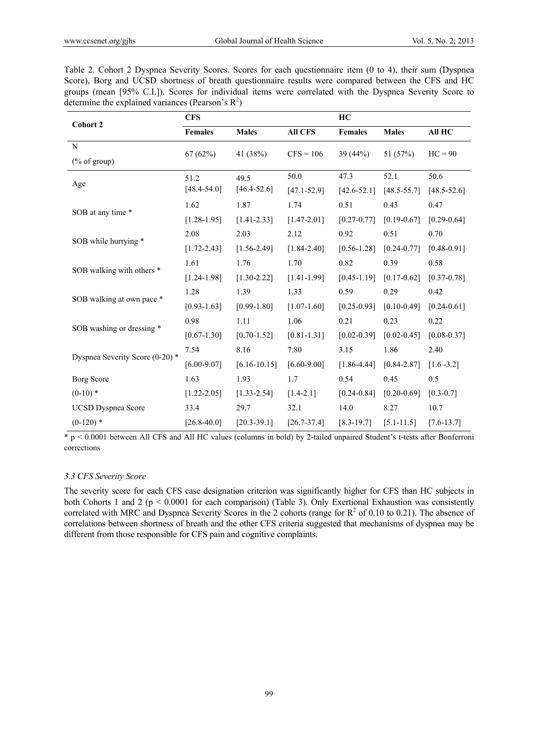Table 2. Cohort 2 Dyspnea Severity Scores. Scores for each questionnaire item (0 to 4), their sum (Dyspnea Score), Borg and UCSD shortness of breath questionnaire results were compared between the CFS and HC groups (mean [95% C.I.]). Scores for individual items were correlated with the Dyspnea Severity Score to determine the explained variances (Pearson's $R^2$)

| Cohort 2 | CFS | | | HC | | |
|---|---|---|---|---|---|---|
| | **Females** | **Males** | **All CFS** | **Females** | **Males** | **All HC** |
| N (% of group) | 67 (62%) | 41 (38%) | CFS = 106 | 39 (44%) | 51 (57%) | HC = 90 |
| Age | 51.2 [48.4-54.0] | 49.5 [46.4-52.6] | 50.0 [47.1-52.9] | 47.3 [42.6-52.1] | 52.1 [48.5-55.7] | 50.6 [48.5-52.6] |
| SOB at any time * | 1.62 [1.28-1.95] | 1.87 [1.41-2.33] | 1.74 [1.47-2.01] | 0.51 [0.27-0.77] | 0.43 [0.19-0.67] | 0.47 [0.29-0.64] |
| SOB while hurrying * | 2.08 [1.72-2.43] | 2.03 [1.56-2.49] | 2.12 [1.84-2.40] | 0.92 [0.56-1.28] | 0.51 [0.24-0.77] | 0.70 [0.48-0.91] |
| SOB walking with others * | 1.61 [1.24-1.98] | 1.76 [1.30-2.22] | 1.70 [1.41-1.99] | 0.82 [0.45-1.19] | 0.39 [0.17-0.62] | 0.58 [0.37-0.78] |
| SOB walking at own pace * | 1.28 [0.93-1.63] | 1.39 [0.99-1.80] | 1.33 [1.07-1.60] | 0.59 [0.25-0.93] | 0.29 [0.10-0.49] | 0.42 [0.24-0.61] |
| SOB washing or dressing * | 0.98 [0.67-1.30] | 1.11 [0.70-1.52] | 1.06 [0.81-1.31] | 0.21 [0.02-0.39] | 0.23 [0.02-0.45] | 0.22 [0.08-0.37] |
| Dyspnea Severity Score (0-20) * | 7.54 [6.00-9.07] | 8.16 [6.16-10.15] | 7.80 [6.60-9.00] | 3.15 [1.86-4.44] | 1.86 [0.84-2.87] | 2.40 [1.6 -3.2] |
| Borg Score (0-10) * | 1.63 [1.22-2.05] | 1.93 [1.33-2.54] | 1.7 [1.4-2.1] | 0.54 [0.24-0.84] | 0.45 [0.20-0.69] | 0.5 [0.3-0.7] |
| UCSD Dyspnea Score (0-120) * | 33.4 [26.8-40.0] | 29.7 [20.3-39.1] | 32.1 [26.7-37.4] | 14.0 [8.3-19.7] | 8.27 [5.1-11.5] | 10.7 [7.6-13.7] |

* $p < 0.0001$ between All CFS and All HC values (columns in bold) by 2-tailed unpaired Student's t-tests after Bonferroni corrections

### 3.3 CFS Severity Score

The severity score for each CFS case designation criterion was significantly higher for CFS than HC subjects in both Cohorts 1 and 2 ($p < 0.0001$ for each comparison) (Table 3). Only Exertional Exhaustion was consistently correlated with MRC and Dyspnea Severity Scores in the 2 cohorts (range for $R^2$ of 0.10 to 0.21). The absence of correlations between shortness of breath and the other CFS criteria suggested that mechanisms of dyspnea may be different from those responsible for CFS pain and cognitive complaints.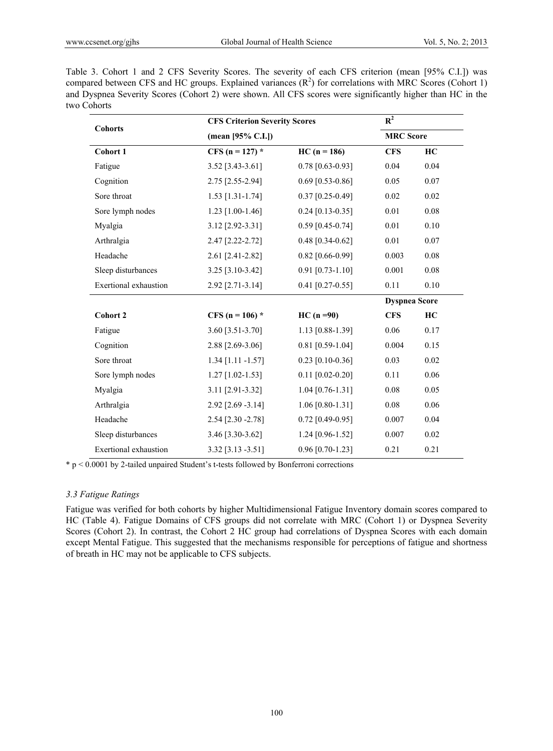Table 3. Cohort 1 and 2 CFS Severity Scores. The severity of each CFS criterion (mean [95% C.I.]) was compared between CFS and HC groups. Explained variances ($R^2$) for correlations with MRC Scores (Cohort 1) and Dyspnea Severity Scores (Cohort 2) were shown. All CFS scores were significantly higher than HC in the two Cohorts

| Cohorts | CFS Criterion Severity Scores (mean [95% C.I.]) | | $R^2$ | |
|---|---|---|---|---|
| | | | **MRC Score** | |
| **Cohort 1** | **CFS (n = 127) *** | **HC (n = 186)** | **CFS** | **HC** |
| Fatigue | 3.52 [3.43-3.61] | 0.78 [0.63-0.93] | 0.04 | 0.04 |
| Cognition | 2.75 [2.55-2.94] | 0.69 [0.53-0.86] | 0.05 | 0.07 |
| Sore throat | 1.53 [1.31-1.74] | 0.37 [0.25-0.49] | 0.02 | 0.02 |
| Sore lymph nodes | 1.23 [1.00-1.46] | 0.24 [0.13-0.35] | 0.01 | 0.08 |
| Myalgia | 3.12 [2.92-3.31] | 0.59 [0.45-0.74] | 0.01 | 0.10 |
| Arthralgia | 2.47 [2.22-2.72] | 0.48 [0.34-0.62] | 0.01 | 0.07 |
| Headache | 2.61 [2.41-2.82] | 0.82 [0.66-0.99] | 0.003 | 0.08 |
| Sleep disturbances | 3.25 [3.10-3.42] | 0.91 [0.73-1.10] | 0.001 | 0.08 |
| Exertional exhaustion | 2.92 [2.71-3.14] | 0.41 [0.27-0.55] | 0.11 | 0.10 |
| | | | **Dyspnea Score** | |
| **Cohort 2** | **CFS (n = 106) *** | **HC (n =90)** | **CFS** | **HC** |
| Fatigue | 3.60 [3.51-3.70] | 1.13 [0.88-1.39] | 0.06 | 0.17 |
| Cognition | 2.88 [2.69-3.06] | 0.81 [0.59-1.04] | 0.004 | 0.15 |
| Sore throat | 1.34 [1.11 -1.57] | 0.23 [0.10-0.36] | 0.03 | 0.02 |
| Sore lymph nodes | 1.27 [1.02-1.53] | 0.11 [0.02-0.20] | 0.11 | 0.06 |
| Myalgia | 3.11 [2.91-3.32] | 1.04 [0.76-1.31] | 0.08 | 0.05 |
| Arthralgia | 2.92 [2.69 -3.14] | 1.06 [0.80-1.31] | 0.08 | 0.06 |
| Headache | 2.54 [2.30 -2.78] | 0.72 [0.49-0.95] | 0.007 | 0.04 |
| Sleep disturbances | 3.46 [3.30-3.62] | 1.24 [0.96-1.52] | 0.007 | 0.02 |
| Exertional exhaustion | 3.32 [3.13 -3.51] | 0.96 [0.70-1.23] | 0.21 | 0.21 |

* $p < 0.0001$ by 2-tailed unpaired Student's t-tests followed by Bonferroni corrections

### *3.3 Fatigue Ratings*

Fatigue was verified for both cohorts by higher Multidimensional Fatigue Inventory domain scores compared to HC (Table 4). Fatigue Domains of CFS groups did not correlate with MRC (Cohort 1) or Dyspnea Severity Scores (Cohort 2). In contrast, the Cohort 2 HC group had correlations of Dyspnea Scores with each domain except Mental Fatigue. This suggested that the mechanisms responsible for perceptions of fatigue and shortness of breath in HC may not be applicable to CFS subjects.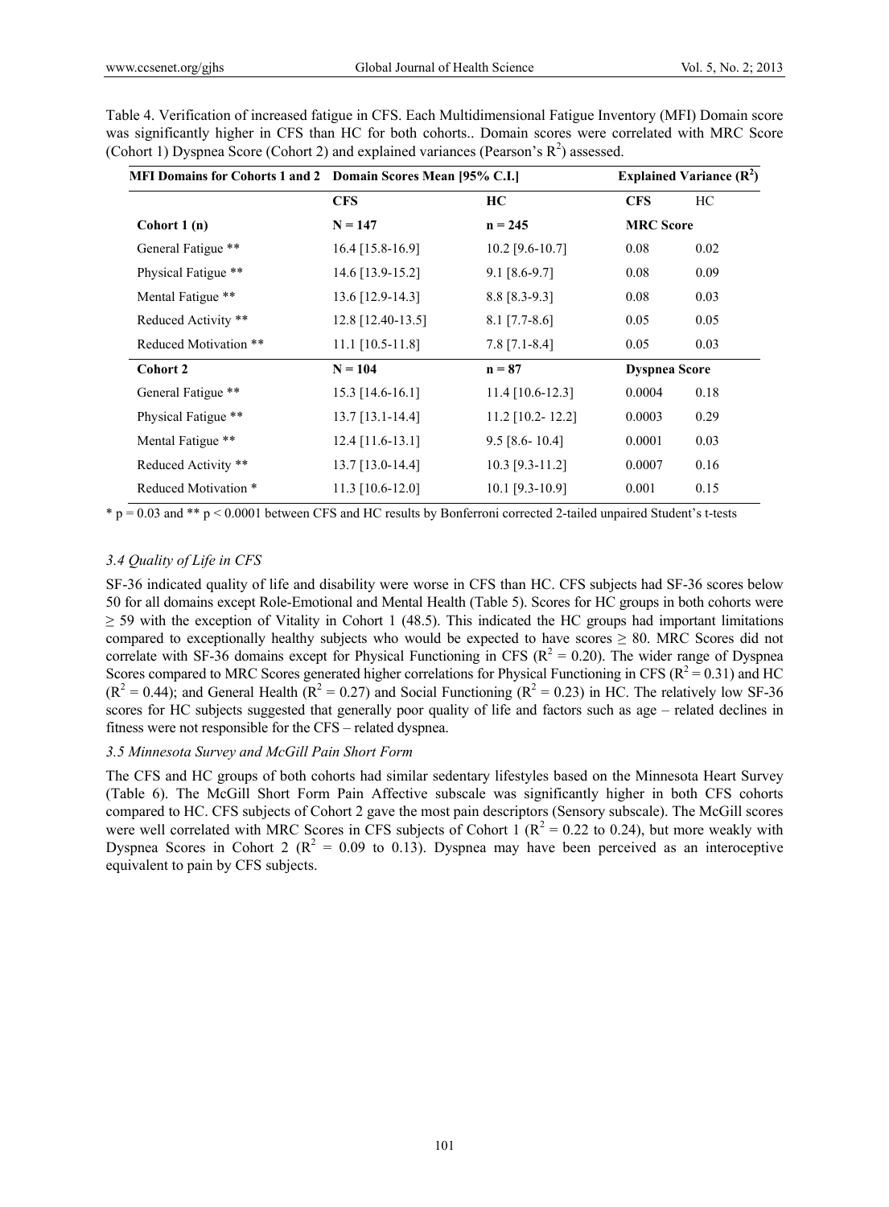Table 4. Verification of increased fatigue in CFS. Each Multidimensional Fatigue Inventory (MFI) Domain score was significantly higher in CFS than HC for both cohorts.. Domain scores were correlated with MRC Score (Cohort 1) Dyspnea Score (Cohort 2) and explained variances (Pearson's $R^2$) assessed.

| MFI Domains for Cohorts 1 and 2 | Domain Scores Mean [95% C.I.] | | Explained Variance ($R^2$) | |
|---|---|---|---|---|
| | **CFS** | **HC** | **CFS** | HC |
| **Cohort 1 (n)** | **N = 147** | **n = 245** | **MRC Score** | |
| General Fatigue ** | 16.4 [15.8-16.9] | 10.2 [9.6-10.7] | 0.08 | 0.02 |
| Physical Fatigue ** | 14.6 [13.9-15.2] | 9.1 [8.6-9.7] | 0.08 | 0.09 |
| Mental Fatigue ** | 13.6 [12.9-14.3] | 8.8 [8.3-9.3] | 0.08 | 0.03 |
| Reduced Activity ** | 12.8 [12.40-13.5] | 8.1 [7.7-8.6] | 0.05 | 0.05 |
| Reduced Motivation ** | 11.1 [10.5-11.8] | 7.8 [7.1-8.4] | 0.05 | 0.03 |
| **Cohort 2** | **N = 104** | **n = 87** | **Dyspnea Score** | |
| General Fatigue ** | 15.3 [14.6-16.1] | 11.4 [10.6-12.3] | 0.0004 | 0.18 |
| Physical Fatigue ** | 13.7 [13.1-14.4] | 11.2 [10.2- 12.2] | 0.0003 | 0.29 |
| Mental Fatigue ** | 12.4 [11.6-13.1] | 9.5 [8.6- 10.4] | 0.0001 | 0.03 |
| Reduced Activity ** | 13.7 [13.0-14.4] | 10.3 [9.3-11.2] | 0.0007 | 0.16 |
| Reduced Motivation * | 11.3 [10.6-12.0] | 10.1 [9.3-10.9] | 0.001 | 0.15 |

* $p = 0.03$ and ** $p < 0.0001$ between CFS and HC results by Bonferroni corrected 2-tailed unpaired Student's t-tests

### *3.4 Quality of Life in CFS*

SF-36 indicated quality of life and disability were worse in CFS than HC. CFS subjects had SF-36 scores below 50 for all domains except Role-Emotional and Mental Health (Table 5). Scores for HC groups in both cohorts were ≥ 59 with the exception of Vitality in Cohort 1 (48.5). This indicated the HC groups had important limitations compared to exceptionally healthy subjects who would be expected to have scores ≥ 80. MRC Scores did not correlate with SF-36 domains except for Physical Functioning in CFS ($R^2 = 0.20$). The wider range of Dyspnea Scores compared to MRC Scores generated higher correlations for Physical Functioning in CFS ($R^2 = 0.31$) and HC ($R^2 = 0.44$); and General Health ($R^2 = 0.27$) and Social Functioning ($R^2 = 0.23$) in HC. The relatively low SF-36 scores for HC subjects suggested that generally poor quality of life and factors such as age – related declines in fitness were not responsible for the CFS – related dyspnea.

### *3.5 Minnesota Survey and McGill Pain Short Form*

The CFS and HC groups of both cohorts had similar sedentary lifestyles based on the Minnesota Heart Survey (Table 6). The McGill Short Form Pain Affective subscale was significantly higher in both CFS cohorts compared to HC. CFS subjects of Cohort 2 gave the most pain descriptors (Sensory subscale). The McGill scores were well correlated with MRC Scores in CFS subjects of Cohort 1 ($R^2 = 0.22$ to 0.24), but more weakly with Dyspnea Scores in Cohort 2 ($R^2 = 0.09$ to 0.13). Dyspnea may have been perceived as an interoceptive equivalent to pain by CFS subjects.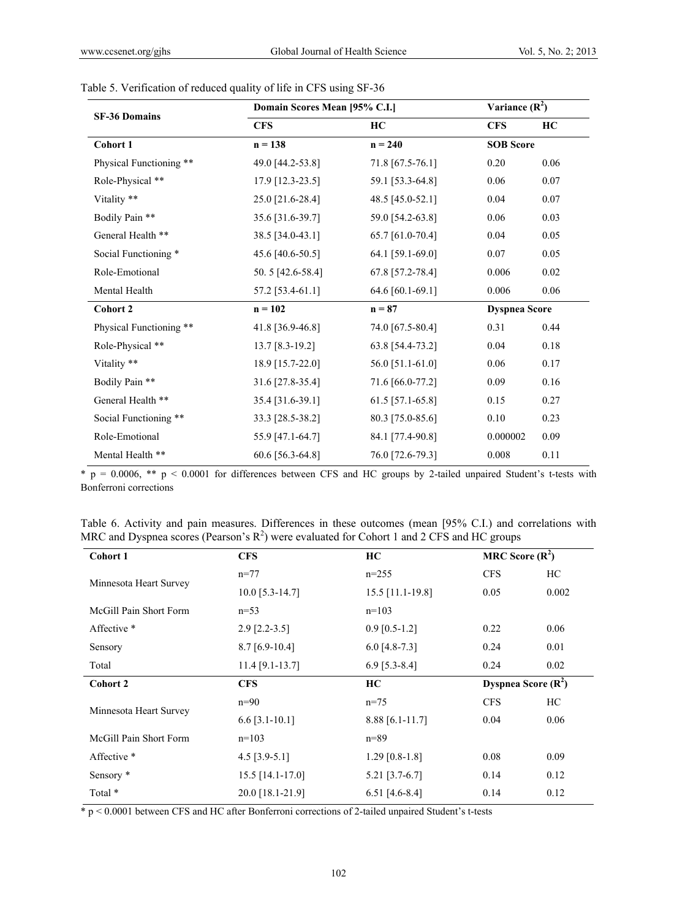Table 5. Verification of reduced quality of life in CFS using SF-36

| SF-36 Domains | Domain Scores Mean [95% C.I.] | | Variance ($R^2$) | |
|---|---|---|---|---|
| | **CFS** | **HC** | **CFS** | **HC** |
| **Cohort 1** | **n = 138** | **n = 240** | **SOB Score** | |
| Physical Functioning ** | 49.0 [44.2-53.8] | 71.8 [67.5-76.1] | 0.20 | 0.06 |
| Role-Physical ** | 17.9 [12.3-23.5] | 59.1 [53.3-64.8] | 0.06 | 0.07 |
| Vitality ** | 25.0 [21.6-28.4] | 48.5 [45.0-52.1] | 0.04 | 0.07 |
| Bodily Pain ** | 35.6 [31.6-39.7] | 59.0 [54.2-63.8] | 0.06 | 0.03 |
| General Health ** | 38.5 [34.0-43.1] | 65.7 [61.0-70.4] | 0.04 | 0.05 |
| Social Functioning * | 45.6 [40.6-50.5] | 64.1 [59.1-69.0] | 0.07 | 0.05 |
| Role-Emotional | 50. 5 [42.6-58.4] | 67.8 [57.2-78.4] | 0.006 | 0.02 |
| Mental Health | 57.2 [53.4-61.1] | 64.6 [60.1-69.1] | 0.006 | 0.06 |
| **Cohort 2** | **n = 102** | **n = 87** | **Dyspnea Score** | |
| Physical Functioning ** | 41.8 [36.9-46.8] | 74.0 [67.5-80.4] | 0.31 | 0.44 |
| Role-Physical ** | 13.7 [8.3-19.2] | 63.8 [54.4-73.2] | 0.04 | 0.18 |
| Vitality ** | 18.9 [15.7-22.0] | 56.0 [51.1-61.0] | 0.06 | 0.17 |
| Bodily Pain ** | 31.6 [27.8-35.4] | 71.6 [66.0-77.2] | 0.09 | 0.16 |
| General Health ** | 35.4 [31.6-39.1] | 61.5 [57.1-65.8] | 0.15 | 0.27 |
| Social Functioning ** | 33.3 [28.5-38.2] | 80.3 [75.0-85.6] | 0.10 | 0.23 |
| Role-Emotional | 55.9 [47.1-64.7] | 84.1 [77.4-90.8] | 0.000002 | 0.09 |
| Mental Health ** | 60.6 [56.3-64.8] | 76.0 [72.6-79.3] | 0.008 | 0.11 |

* $p = 0.0006$, ** $p < 0.0001$ for differences between CFS and HC groups by 2-tailed unpaired Student's t-tests with Bonferroni corrections

Table 6. Activity and pain measures. Differences in these outcomes (mean [95% C.I.] and correlations with MRC and Dyspnea scores (Pearson's $R^2$) were evaluated for Cohort 1 and 2 CFS and HC groups

| **Cohort 1** | **CFS** | **HC** | **MRC Score ($R^2$)** | |
|---|---|---|---|---|
| Minnesota Heart Survey | n=77 | n=255 | CFS | HC |
| | 10.0 [5.3-14.7] | 15.5 [11.1-19.8] | 0.05 | 0.002 |
| McGill Pain Short Form | n=53 | n=103 | | |
| Affective * | 2.9 [2.2-3.5] | 0.9 [0.5-1.2] | 0.22 | 0.06 |
| Sensory | 8.7 [6.9-10.4] | 6.0 [4.8-7.3] | 0.24 | 0.01 |
| Total | 11.4 [9.1-13.7] | 6.9 [5.3-8.4] | 0.24 | 0.02 |
| **Cohort 2** | **CFS** | **HC** | **Dyspnea Score ($R^2$)** | |
| Minnesota Heart Survey | n=90 | n=75 | CFS | HC |
| | 6.6 [3.1-10.1] | 8.88 [6.1-11.7] | 0.04 | 0.06 |
| McGill Pain Short Form | n=103 | n=89 | | |
| Affective * | 4.5 [3.9-5.1] | 1.29 [0.8-1.8] | 0.08 | 0.09 |
| Sensory * | 15.5 [14.1-17.0] | 5.21 [3.7-6.7] | 0.14 | 0.12 |
| Total * | 20.0 [18.1-21.9] | 6.51 [4.6-8.4] | 0.14 | 0.12 |

* $p < 0.0001$ between CFS and HC after Bonferroni corrections of 2-tailed unpaired Student's t-tests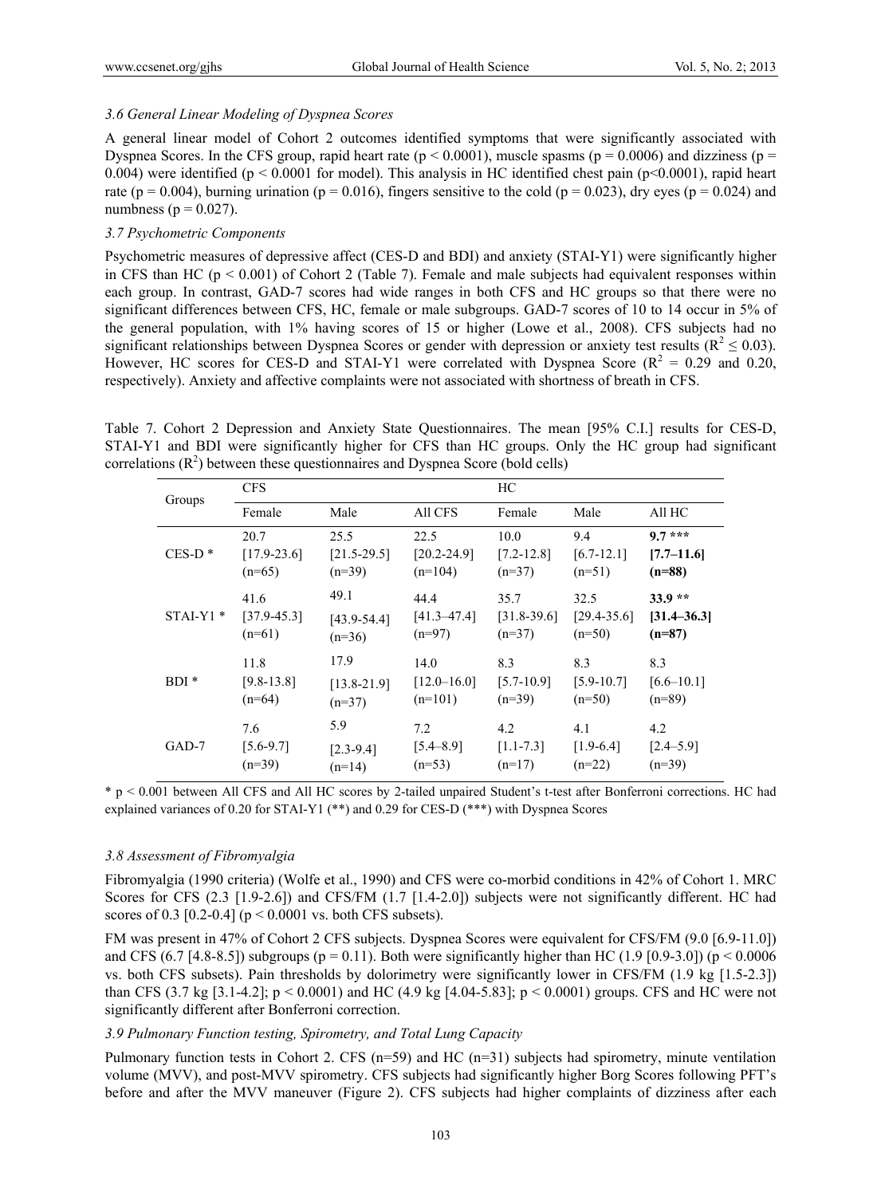### 3.6 General Linear Modeling of Dyspnea Scores

A general linear model of Cohort 2 outcomes identified symptoms that were significantly associated with Dyspnea Scores. In the CFS group, rapid heart rate ($p < 0.0001$), muscle spasms ($p = 0.0006$) and dizziness ($p = 0.004$) were identified ($p < 0.0001$ for model). This analysis in HC identified chest pain ($p<0.0001$), rapid heart rate ($p = 0.004$), burning urination ($p = 0.016$), fingers sensitive to the cold ($p = 0.023$), dry eyes ($p = 0.024$) and numbness ($p = 0.027$).

### 3.7 Psychometric Components

Psychometric measures of depressive affect (CES-D and BDI) and anxiety (STAI-Y1) were significantly higher in CFS than HC ($p < 0.001$) of Cohort 2 (Table 7). Female and male subjects had equivalent responses within each group. In contrast, GAD-7 scores had wide ranges in both CFS and HC groups so that there were no significant differences between CFS, HC, female or male subgroups. GAD-7 scores of 10 to 14 occur in 5% of the general population, with 1% having scores of 15 or higher (Lowe et al., 2008). CFS subjects had no significant relationships between Dyspnea Scores or gender with depression or anxiety test results ($R^2 \leq 0.03$). However, HC scores for CES-D and STAI-Y1 were correlated with Dyspnea Score ($R^2 = 0.29$ and $0.20$, respectively). Anxiety and affective complaints were not associated with shortness of breath in CFS.

Table 7. Cohort 2 Depression and Anxiety State Questionnaires. The mean [95% C.I.] results for CES-D, STAI-Y1 and BDI were significantly higher for CFS than HC groups. Only the HC group had significant correlations ($R^2$) between these questionnaires and Dyspnea Score (bold cells)

| Groups | CFS | | | HC | | |
|---|---|---|---|---|---|---|
| | Female | Male | All CFS | Female | Male | All HC |
| CES-D * | 20.7 [17.9-23.6] (n=65) | 25.5 [21.5-29.5] (n=39) | 22.5 [20.2-24.9] (n=104) | 10.0 [7.2-12.8] (n=37) | 9.4 [6.7-12.1] (n=51) | **9.7 \*\*\* [7.7–11.6] (n=88)** |
| STAI-Y1 * | 41.6 [37.9-45.3] (n=61) | 49.1 [43.9-54.4] (n=36) | 44.4 [41.3–47.4] (n=97) | 35.7 [31.8-39.6] (n=37) | 32.5 [29.4-35.6] (n=50) | **33.9 \*\* [31.4–36.3] (n=87)** |
| BDI * | 11.8 [9.8-13.8] (n=64) | 17.9 [13.8-21.9] (n=37) | 14.0 [12.0–16.0] (n=101) | 8.3 [5.7-10.9] (n=39) | 8.3 [5.9-10.7] (n=50) | 8.3 [6.6–10.1] (n=89) |
| GAD-7 | 7.6 [5.6-9.7] (n=39) | 5.9 [2.3-9.4] (n=14) | 7.2 [5.4–8.9] (n=53) | 4.2 [1.1-7.3] (n=17) | 4.1 [1.9-6.4] (n=22) | 4.2 [2.4–5.9] (n=39) |

\* $p < 0.001$ between All CFS and All HC scores by 2-tailed unpaired Student's t-test after Bonferroni corrections. HC had explained variances of 0.20 for STAI-Y1 (**) and 0.29 for CES-D (***) with Dyspnea Scores

### 3.8 Assessment of Fibromyalgia

Fibromyalgia (1990 criteria) (Wolfe et al., 1990) and CFS were co-morbid conditions in 42% of Cohort 1. MRC Scores for CFS (2.3 [1.9-2.6]) and CFS/FM (1.7 [1.4-2.0]) subjects were not significantly different. HC had scores of 0.3 [0.2-0.4] ($p < 0.0001$ vs. both CFS subsets).

FM was present in 47% of Cohort 2 CFS subjects. Dyspnea Scores were equivalent for CFS/FM (9.0 [6.9-11.0]) and CFS (6.7 [4.8-8.5]) subgroups ($p = 0.11$). Both were significantly higher than HC (1.9 [0.9-3.0]) ($p < 0.0006$ vs. both CFS subsets). Pain thresholds by dolorimetry were significantly lower in CFS/FM (1.9 kg [1.5-2.3]) than CFS (3.7 kg [3.1-4.2]; $p < 0.0001$) and HC (4.9 kg [4.04-5.83]; $p < 0.0001$) groups. CFS and HC were not significantly different after Bonferroni correction.

### 3.9 Pulmonary Function testing, Spirometry, and Total Lung Capacity

Pulmonary function tests in Cohort 2. CFS (n=59) and HC (n=31) subjects had spirometry, minute ventilation volume (MVV), and post-MVV spirometry. CFS subjects had significantly higher Borg Scores following PFT's before and after the MVV maneuver (Figure 2). CFS subjects had higher complaints of dizziness after each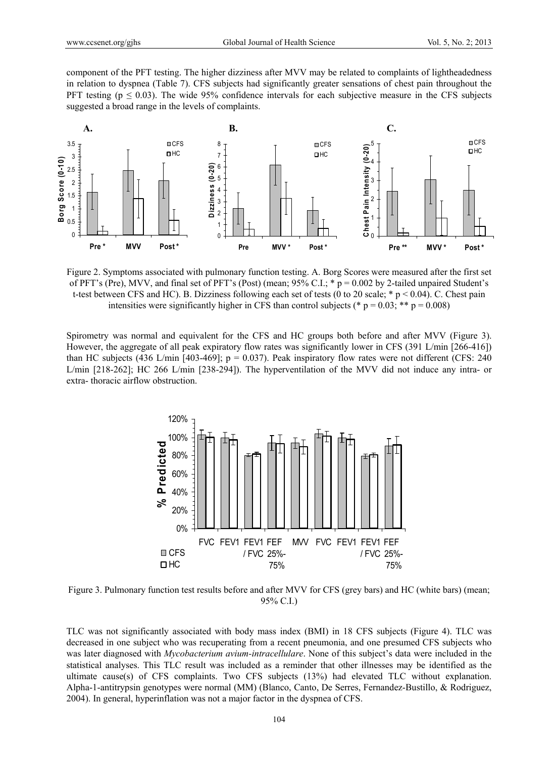component of the PFT testing. The higher dizziness after MVV may be related to complaints of lightheadedness in relation to dyspnea (Table 7). CFS subjects had significantly greater sensations of chest pain throughout the PFT testing ($p \leq 0.03$). The wide 95% confidence intervals for each subjective measure in the CFS subjects suggested a broad range in the levels of complaints.

Figure 2. Symptoms associated with pulmonary function testing. A. Borg Scores were measured after the first set of PFT's (Pre), MVV, and final set of PFT's (Post) (mean; 95% C.I.; * $p = 0.002$ by 2-tailed unpaired Student's t-test between CFS and HC). B. Dizziness following each set of tests (0 to 20 scale; * $p < 0.04$). C. Chest pain intensities were significantly higher in CFS than control subjects (* $p = 0.03$; ** $p = 0.008$)

Spirometry was normal and equivalent for the CFS and HC groups both before and after MVV (Figure 3). However, the aggregate of all peak expiratory flow rates was significantly lower in CFS (391 L/min [266-416]) than HC subjects (436 L/min [403-469]; $p = 0.037$). Peak inspiratory flow rates were not different (CFS: 240 L/min [218-262]; HC 266 L/min [238-294]). The hyperventilation of the MVV did not induce any intra- or extra- thoracic airflow obstruction.

Figure 3. Pulmonary function test results before and after MVV for CFS (grey bars) and HC (white bars) (mean; 95% C.I.)

TLC was not significantly associated with body mass index (BMI) in 18 CFS subjects (Figure 4). TLC was decreased in one subject who was recuperating from a recent pneumonia, and one presumed CFS subjects who was later diagnosed with *Mycobacterium avium-intracellulare*. None of this subject's data were included in the statistical analyses. This TLC result was included as a reminder that other illnesses may be identified as the ultimate cause(s) of CFS complaints. Two CFS subjects (13%) had elevated TLC without explanation. Alpha-1-antitrypsin genotypes were normal (MM) (Blanco, Canto, De Serres, Fernandez-Bustillo, & Rodriguez, 2004). In general, hyperinflation was not a major factor in the dyspnea of CFS.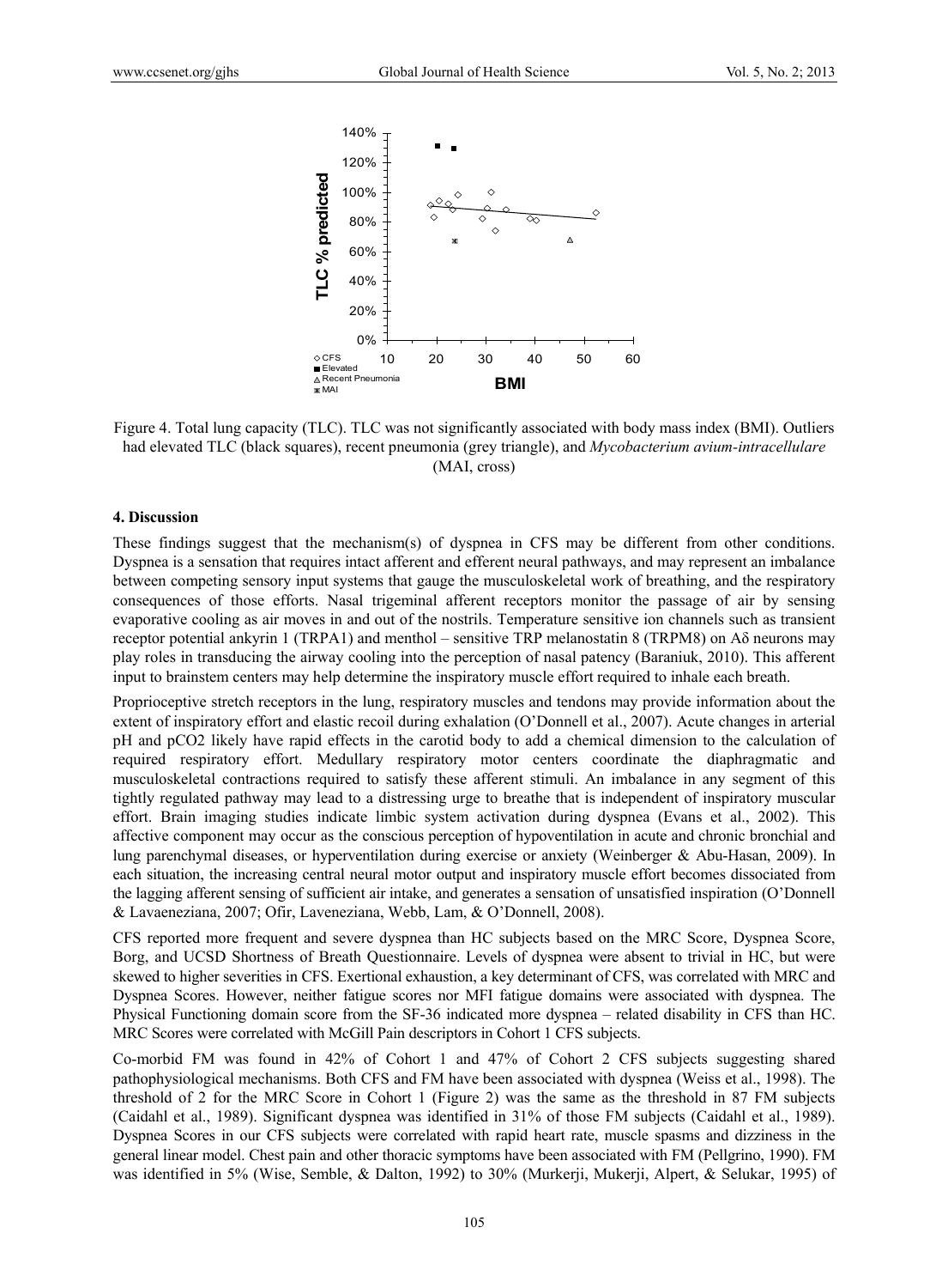Figure 4. Total lung capacity (TLC). TLC was not significantly associated with body mass index (BMI). Outliers had elevated TLC (black squares), recent pneumonia (grey triangle), and *Mycobacterium avium-intracellulare* (MAI, cross)

## 4. Discussion

These findings suggest that the mechanism(s) of dyspnea in CFS may be different from other conditions. Dyspnea is a sensation that requires intact afferent and efferent neural pathways, and may represent an imbalance between competing sensory input systems that gauge the musculoskeletal work of breathing, and the respiratory consequences of those efforts. Nasal trigeminal afferent receptors monitor the passage of air by sensing evaporative cooling as air moves in and out of the nostrils. Temperature sensitive ion channels such as transient receptor potential ankyrin 1 (TRPA1) and menthol – sensitive TRP melanostatin 8 (TRPM8) on Aδ neurons may play roles in transducing the airway cooling into the perception of nasal patency (Baraniuk, 2010). This afferent input to brainstem centers may help determine the inspiratory muscle effort required to inhale each breath.

Proprioceptive stretch receptors in the lung, respiratory muscles and tendons may provide information about the extent of inspiratory effort and elastic recoil during exhalation (O'Donnell et al., 2007). Acute changes in arterial pH and pCO2 likely have rapid effects in the carotid body to add a chemical dimension to the calculation of required respiratory effort. Medullary respiratory motor centers coordinate the diaphragmatic and musculoskeletal contractions required to satisfy these afferent stimuli. An imbalance in any segment of this tightly regulated pathway may lead to a distressing urge to breathe that is independent of inspiratory muscular effort. Brain imaging studies indicate limbic system activation during dyspnea (Evans et al., 2002). This affective component may occur as the conscious perception of hypoventilation in acute and chronic bronchial and lung parenchymal diseases, or hyperventilation during exercise or anxiety (Weinberger & Abu-Hasan, 2009). In each situation, the increasing central neural motor output and inspiratory muscle effort becomes dissociated from the lagging afferent sensing of sufficient air intake, and generates a sensation of unsatisfied inspiration (O'Donnell & Lavaeneziana, 2007; Ofir, Laveneziana, Webb, Lam, & O'Donnell, 2008).

CFS reported more frequent and severe dyspnea than HC subjects based on the MRC Score, Dyspnea Score, Borg, and UCSD Shortness of Breath Questionnaire. Levels of dyspnea were absent to trivial in HC, but were skewed to higher severities in CFS. Exertional exhaustion, a key determinant of CFS, was correlated with MRC and Dyspnea Scores. However, neither fatigue scores nor MFI fatigue domains were associated with dyspnea. The Physical Functioning domain score from the SF-36 indicated more dyspnea – related disability in CFS than HC. MRC Scores were correlated with McGill Pain descriptors in Cohort 1 CFS subjects.

Co-morbid FM was found in 42% of Cohort 1 and 47% of Cohort 2 CFS subjects suggesting shared pathophysiological mechanisms. Both CFS and FM have been associated with dyspnea (Weiss et al., 1998). The threshold of 2 for the MRC Score in Cohort 1 (Figure 2) was the same as the threshold in 87 FM subjects (Caidahl et al., 1989). Significant dyspnea was identified in 31% of those FM subjects (Caidahl et al., 1989). Dyspnea Scores in our CFS subjects were correlated with rapid heart rate, muscle spasms and dizziness in the general linear model. Chest pain and other thoracic symptoms have been associated with FM (Pellgrino, 1990). FM was identified in 5% (Wise, Semble, & Dalton, 1992) to 30% (Murkerji, Mukerji, Alpert, & Selukar, 1995) of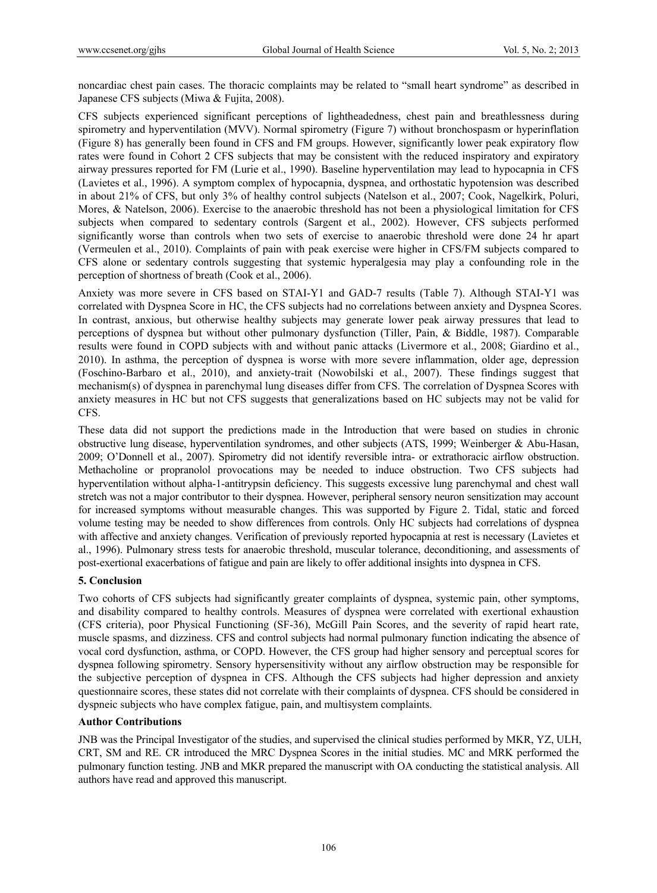noncardiac chest pain cases. The thoracic complaints may be related to "small heart syndrome" as described in Japanese CFS subjects (Miwa & Fujita, 2008).

CFS subjects experienced significant perceptions of lightheadedness, chest pain and breathlessness during spirometry and hyperventilation (MVV). Normal spirometry (Figure 7) without bronchospasm or hyperinflation (Figure 8) has generally been found in CFS and FM groups. However, significantly lower peak expiratory flow rates were found in Cohort 2 CFS subjects that may be consistent with the reduced inspiratory and expiratory airway pressures reported for FM (Lurie et al., 1990). Baseline hyperventilation may lead to hypocapnia in CFS (Lavietes et al., 1996). A symptom complex of hypocapnia, dyspnea, and orthostatic hypotension was described in about 21% of CFS, but only 3% of healthy control subjects (Natelson et al., 2007; Cook, Nagelkirk, Poluri, Mores, & Natelson, 2006). Exercise to the anaerobic threshold has not been a physiological limitation for CFS subjects when compared to sedentary controls (Sargent et al., 2002). However, CFS subjects performed significantly worse than controls when two sets of exercise to anaerobic threshold were done 24 hr apart (Vermeulen et al., 2010). Complaints of pain with peak exercise were higher in CFS/FM subjects compared to CFS alone or sedentary controls suggesting that systemic hyperalgesia may play a confounding role in the perception of shortness of breath (Cook et al., 2006).

Anxiety was more severe in CFS based on STAI-Y1 and GAD-7 results (Table 7). Although STAI-Y1 was correlated with Dyspnea Score in HC, the CFS subjects had no correlations between anxiety and Dyspnea Scores. In contrast, anxious, but otherwise healthy subjects may generate lower peak airway pressures that lead to perceptions of dyspnea but without other pulmonary dysfunction (Tiller, Pain, & Biddle, 1987). Comparable results were found in COPD subjects with and without panic attacks (Livermore et al., 2008; Giardino et al., 2010). In asthma, the perception of dyspnea is worse with more severe inflammation, older age, depression (Foschino-Barbaro et al., 2010), and anxiety-trait (Nowobilski et al., 2007). These findings suggest that mechanism(s) of dyspnea in parenchymal lung diseases differ from CFS. The correlation of Dyspnea Scores with anxiety measures in HC but not CFS suggests that generalizations based on HC subjects may not be valid for CFS.

These data did not support the predictions made in the Introduction that were based on studies in chronic obstructive lung disease, hyperventilation syndromes, and other subjects (ATS, 1999; Weinberger & Abu-Hasan, 2009; O'Donnell et al., 2007). Spirometry did not identify reversible intra- or extrathoracic airflow obstruction. Methacholine or propranolol provocations may be needed to induce obstruction. Two CFS subjects had hyperventilation without alpha-1-antitrypsin deficiency. This suggests excessive lung parenchymal and chest wall stretch was not a major contributor to their dyspnea. However, peripheral sensory neuron sensitization may account for increased symptoms without measurable changes. This was supported by Figure 2. Tidal, static and forced volume testing may be needed to show differences from controls. Only HC subjects had correlations of dyspnea with affective and anxiety changes. Verification of previously reported hypocapnia at rest is necessary (Lavietes et al., 1996). Pulmonary stress tests for anaerobic threshold, muscular tolerance, deconditioning, and assessments of post-exertional exacerbations of fatigue and pain are likely to offer additional insights into dyspnea in CFS.

## 5. Conclusion

Two cohorts of CFS subjects had significantly greater complaints of dyspnea, systemic pain, other symptoms, and disability compared to healthy controls. Measures of dyspnea were correlated with exertional exhaustion (CFS criteria), poor Physical Functioning (SF-36), McGill Pain Scores, and the severity of rapid heart rate, muscle spasms, and dizziness. CFS and control subjects had normal pulmonary function indicating the absence of vocal cord dysfunction, asthma, or COPD. However, the CFS group had higher sensory and perceptual scores for dyspnea following spirometry. Sensory hypersensitivity without any airflow obstruction may be responsible for the subjective perception of dyspnea in CFS. Although the CFS subjects had higher depression and anxiety questionnaire scores, these states did not correlate with their complaints of dyspnea. CFS should be considered in dyspneic subjects who have complex fatigue, pain, and multisystem complaints.

**Author Contributions**

JNB was the Principal Investigator of the studies, and supervised the clinical studies performed by MKR, YZ, ULH, CRT, SM and RE. CR introduced the MRC Dyspnea Scores in the initial studies. MC and MRK performed the pulmonary function testing. JNB and MKR prepared the manuscript with OA conducting the statistical analysis. All authors have read and approved this manuscript.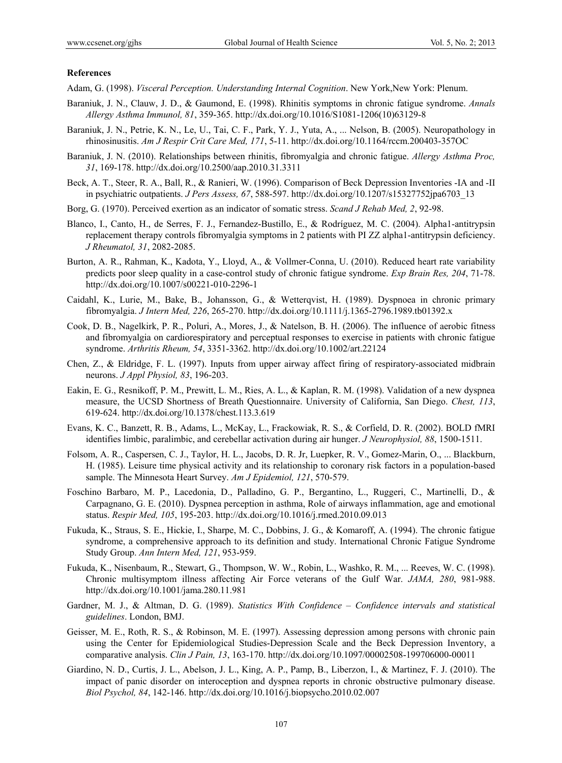**References**

Adam, G. (1998). *Visceral Perception. Understanding Internal Cognition*. New York,New York: Plenum.

Baraniuk, J. N., Clauw, J. D., & Gaumond, E. (1998). Rhinitis symptoms in chronic fatigue syndrome. *Annals Allergy Asthma Immunol, 81*, 359-365. http://dx.doi.org/10.1016/S1081-1206(10)63129-8

Baraniuk, J. N., Petrie, K. N., Le, U., Tai, C. F., Park, Y. J., Yuta, A., ... Nelson, B. (2005). Neuropathology in rhinosinusitis. *Am J Respir Crit Care Med, 171*, 5-11. http://dx.doi.org/10.1164/rccm.200403-357OC

Baraniuk, J. N. (2010). Relationships between rhinitis, fibromyalgia and chronic fatigue. *Allergy Asthma Proc, 31*, 169-178. http://dx.doi.org/10.2500/aap.2010.31.3311

Beck, A. T., Steer, R. A., Ball, R., & Ranieri, W. (1996). Comparison of Beck Depression Inventories -IA and -II in psychiatric outpatients. *J Pers Assess, 67*, 588-597. http://dx.doi.org/10.1207/s15327752jpa6703_13

Borg, G. (1970). Perceived exertion as an indicator of somatic stress. *Scand J Rehab Med, 2*, 92-98.

Blanco, I., Canto, H., de Serres, F. J., Fernandez-Bustillo, E., & Rodríguez, M. C. (2004). Alpha1-antitrypsin replacement therapy controls fibromyalgia symptoms in 2 patients with PI ZZ alpha1-antitrypsin deficiency. *J Rheumatol, 31*, 2082-2085.

Burton, A. R., Rahman, K., Kadota, Y., Lloyd, A., & Vollmer-Conna, U. (2010). Reduced heart rate variability predicts poor sleep quality in a case-control study of chronic fatigue syndrome. *Exp Brain Res, 204*, 71-78. http://dx.doi.org/10.1007/s00221-010-2296-1

Caidahl, K., Lurie, M., Bake, B., Johansson, G., & Wetterqvist, H. (1989). Dyspnoea in chronic primary fibromyalgia. *J Intern Med, 226*, 265-270. http://dx.doi.org/10.1111/j.1365-2796.1989.tb01392.x

Cook, D. B., Nagelkirk, P. R., Poluri, A., Mores, J., & Natelson, B. H. (2006). The influence of aerobic fitness and fibromyalgia on cardiorespiratory and perceptual responses to exercise in patients with chronic fatigue syndrome. *Arthritis Rheum, 54*, 3351-3362. http://dx.doi.org/10.1002/art.22124

Chen, Z., & Eldridge, F. L. (1997). Inputs from upper airway affect firing of respiratory-associated midbrain neurons. *J Appl Physiol, 83*, 196-203.

Eakin, E. G., Resnikoff, P. M., Prewitt, L. M., Ries, A. L., & Kaplan, R. M. (1998). Validation of a new dyspnea measure, the UCSD Shortness of Breath Questionnaire. University of California, San Diego. *Chest, 113*, 619-624. http://dx.doi.org/10.1378/chest.113.3.619

Evans, K. C., Banzett, R. B., Adams, L., McKay, L., Frackowiak, R. S., & Corfield, D. R. (2002). BOLD fMRI identifies limbic, paralimbic, and cerebellar activation during air hunger. *J Neurophysiol, 88*, 1500-1511.

Folsom, A. R., Caspersen, C. J., Taylor, H. L., Jacobs, D. R. Jr, Luepker, R. V., Gomez-Marin, O., ... Blackburn, H. (1985). Leisure time physical activity and its relationship to coronary risk factors in a population-based sample. The Minnesota Heart Survey. *Am J Epidemiol, 121*, 570-579.

Foschino Barbaro, M. P., Lacedonia, D., Palladino, G. P., Bergantino, L., Ruggeri, C., Martinelli, D., & Carpagnano, G. E. (2010). Dyspnea perception in asthma, Role of airways inflammation, age and emotional status. *Respir Med, 105*, 195-203. http://dx.doi.org/10.1016/j.rmed.2010.09.013

Fukuda, K., Straus, S. E., Hickie, I., Sharpe, M. C., Dobbins, J. G., & Komaroff, A. (1994). The chronic fatigue syndrome, a comprehensive approach to its definition and study. International Chronic Fatigue Syndrome Study Group. *Ann Intern Med, 121*, 953-959.

Fukuda, K., Nisenbaum, R., Stewart, G., Thompson, W. W., Robin, L., Washko, R. M., ... Reeves, W. C. (1998). Chronic multisymptom illness affecting Air Force veterans of the Gulf War. *JAMA, 280*, 981-988. http://dx.doi.org/10.1001/jama.280.11.981

Gardner, M. J., & Altman, D. G. (1989). *Statistics With Confidence – Confidence intervals and statistical guidelines*. London, BMJ.

Geisser, M. E., Roth, R. S., & Robinson, M. E. (1997). Assessing depression among persons with chronic pain using the Center for Epidemiological Studies-Depression Scale and the Beck Depression Inventory, a comparative analysis. *Clin J Pain, 13*, 163-170. http://dx.doi.org/10.1097/00002508-199706000-00011

Giardino, N. D., Curtis, J. L., Abelson, J. L., King, A. P., Pamp, B., Liberzon, I., & Martinez, F. J. (2010). The impact of panic disorder on interoception and dyspnea reports in chronic obstructive pulmonary disease. *Biol Psychol, 84*, 142-146. http://dx.doi.org/10.1016/j.biopsycho.2010.02.007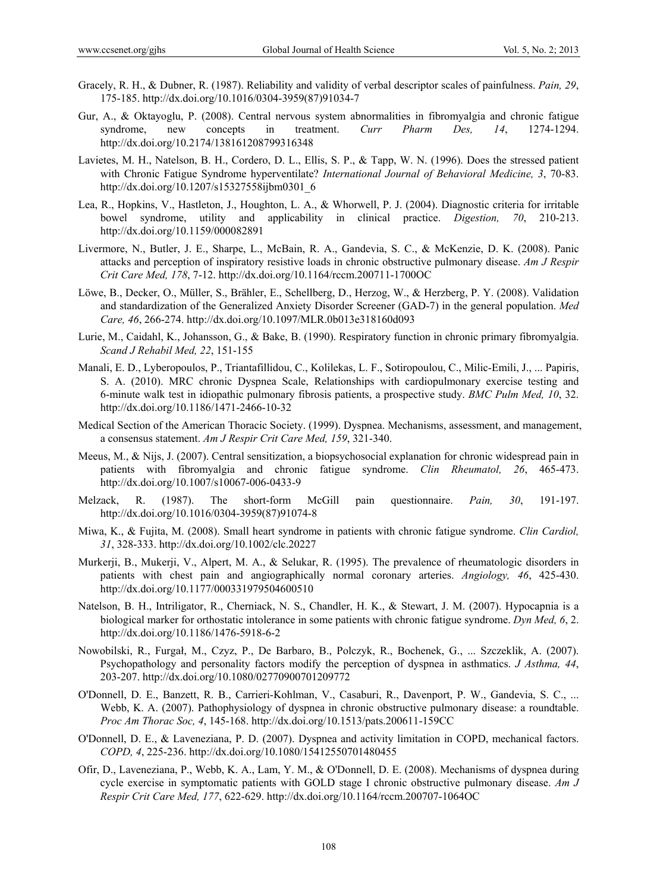Gracely, R. H., & Dubner, R. (1987). Reliability and validity of verbal descriptor scales of painfulness. *Pain, 29*, 175-185. http://dx.doi.org/10.1016/0304-3959(87)91034-7

Gur, A., & Oktayoglu, P. (2008). Central nervous system abnormalities in fibromyalgia and chronic fatigue syndrome, new concepts in treatment. *Curr Pharm Des, 14*, 1274-1294. http://dx.doi.org/10.2174/138161208799316348

Lavietes, M. H., Natelson, B. H., Cordero, D. L., Ellis, S. P., & Tapp, W. N. (1996). Does the stressed patient with Chronic Fatigue Syndrome hyperventilate? *International Journal of Behavioral Medicine, 3*, 70-83. http://dx.doi.org/10.1207/s15327558ijbm0301_6

Lea, R., Hopkins, V., Hastleton, J., Houghton, L. A., & Whorwell, P. J. (2004). Diagnostic criteria for irritable bowel syndrome, utility and applicability in clinical practice. *Digestion, 70*, 210-213. http://dx.doi.org/10.1159/000082891

Livermore, N., Butler, J. E., Sharpe, L., McBain, R. A., Gandevia, S. C., & McKenzie, D. K. (2008). Panic attacks and perception of inspiratory resistive loads in chronic obstructive pulmonary disease. *Am J Respir Crit Care Med, 178*, 7-12. http://dx.doi.org/10.1164/rccm.200711-1700OC

Löwe, B., Decker, O., Müller, S., Brähler, E., Schellberg, D., Herzog, W., & Herzberg, P. Y. (2008). Validation and standardization of the Generalized Anxiety Disorder Screener (GAD-7) in the general population. *Med Care, 46*, 266-274. http://dx.doi.org/10.1097/MLR.0b013e318160d093

Lurie, M., Caidahl, K., Johansson, G., & Bake, B. (1990). Respiratory function in chronic primary fibromyalgia. *Scand J Rehabil Med, 22*, 151-155

Manali, E. D., Lyberopoulos, P., Triantafillidou, C., Kolilekas, L. F., Sotiropoulou, C., Milic-Emili, J., ... Papiris, S. A. (2010). MRC chronic Dyspnea Scale, Relationships with cardiopulmonary exercise testing and 6-minute walk test in idiopathic pulmonary fibrosis patients, a prospective study. *BMC Pulm Med, 10*, 32. http://dx.doi.org/10.1186/1471-2466-10-32

Medical Section of the American Thoracic Society. (1999). Dyspnea. Mechanisms, assessment, and management, a consensus statement. *Am J Respir Crit Care Med, 159*, 321-340.

Meeus, M., & Nijs, J. (2007). Central sensitization, a biopsychosocial explanation for chronic widespread pain in patients with fibromyalgia and chronic fatigue syndrome. *Clin Rheumatol, 26*, 465-473. http://dx.doi.org/10.1007/s10067-006-0433-9

Melzack, R. (1987). The short-form McGill pain questionnaire. *Pain, 30*, 191-197. http://dx.doi.org/10.1016/0304-3959(87)91074-8

Miwa, K., & Fujita, M. (2008). Small heart syndrome in patients with chronic fatigue syndrome. *Clin Cardiol, 31*, 328-333. http://dx.doi.org/10.1002/clc.20227

Murkerji, B., Mukerji, V., Alpert, M. A., & Selukar, R. (1995). The prevalence of rheumatologic disorders in patients with chest pain and angiographically normal coronary arteries. *Angiology, 46*, 425-430. http://dx.doi.org/10.1177/000331979504600510

Natelson, B. H., Intriligator, R., Cherniack, N. S., Chandler, H. K., & Stewart, J. M. (2007). Hypocapnia is a biological marker for orthostatic intolerance in some patients with chronic fatigue syndrome. *Dyn Med, 6*, 2. http://dx.doi.org/10.1186/1476-5918-6-2

Nowobilski, R., Furgał, M., Czyz, P., De Barbaro, B., Polczyk, R., Bochenek, G., ... Szczeklik, A. (2007). Psychopathology and personality factors modify the perception of dyspnea in asthmatics. *J Asthma, 44*, 203-207. http://dx.doi.org/10.1080/02770900701209772

O'Donnell, D. E., Banzett, R. B., Carrieri-Kohlman, V., Casaburi, R., Davenport, P. W., Gandevia, S. C., ... Webb, K. A. (2007). Pathophysiology of dyspnea in chronic obstructive pulmonary disease: a roundtable. *Proc Am Thorac Soc, 4*, 145-168. http://dx.doi.org/10.1513/pats.200611-159CC

O'Donnell, D. E., & Laveneziana, P. D. (2007). Dyspnea and activity limitation in COPD, mechanical factors. *COPD, 4*, 225-236. http://dx.doi.org/10.1080/15412550701480455

Ofir, D., Laveneziana, P., Webb, K. A., Lam, Y. M., & O'Donnell, D. E. (2008). Mechanisms of dyspnea during cycle exercise in symptomatic patients with GOLD stage I chronic obstructive pulmonary disease. *Am J Respir Crit Care Med, 177*, 622-629. http://dx.doi.org/10.1164/rccm.200707-1064OC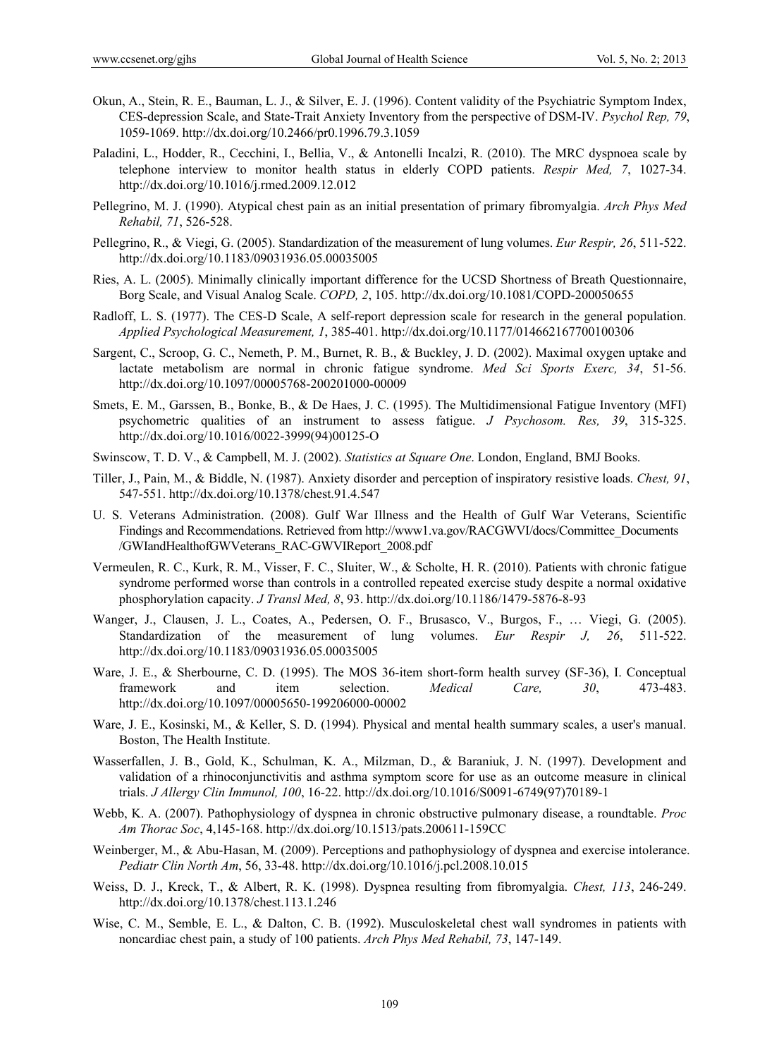Okun, A., Stein, R. E., Bauman, L. J., & Silver, E. J. (1996). Content validity of the Psychiatric Symptom Index, CES-depression Scale, and State-Trait Anxiety Inventory from the perspective of DSM-IV. *Psychol Rep, 79*, 1059-1069. http://dx.doi.org/10.2466/pr0.1996.79.3.1059

Paladini, L., Hodder, R., Cecchini, I., Bellia, V., & Antonelli Incalzi, R. (2010). The MRC dyspnoea scale by telephone interview to monitor health status in elderly COPD patients. *Respir Med, 7*, 1027-34. http://dx.doi.org/10.1016/j.rmed.2009.12.012

Pellegrino, M. J. (1990). Atypical chest pain as an initial presentation of primary fibromyalgia. *Arch Phys Med Rehabil, 71*, 526-528.

Pellegrino, R., & Viegi, G. (2005). Standardization of the measurement of lung volumes. *Eur Respir, 26*, 511-522. http://dx.doi.org/10.1183/09031936.05.00035005

Ries, A. L. (2005). Minimally clinically important difference for the UCSD Shortness of Breath Questionnaire, Borg Scale, and Visual Analog Scale. *COPD, 2*, 105. http://dx.doi.org/10.1081/COPD-200050655

Radloff, L. S. (1977). The CES-D Scale, A self-report depression scale for research in the general population. *Applied Psychological Measurement, 1*, 385-401. http://dx.doi.org/10.1177/014662167700100306

Sargent, C., Scroop, G. C., Nemeth, P. M., Burnet, R. B., & Buckley, J. D. (2002). Maximal oxygen uptake and lactate metabolism are normal in chronic fatigue syndrome. *Med Sci Sports Exerc, 34*, 51-56. http://dx.doi.org/10.1097/00005768-200201000-00009

Smets, E. M., Garssen, B., Bonke, B., & De Haes, J. C. (1995). The Multidimensional Fatigue Inventory (MFI) psychometric qualities of an instrument to assess fatigue. *J Psychosom. Res, 39*, 315-325. http://dx.doi.org/10.1016/0022-3999(94)00125-O

Swinscow, T. D. V., & Campbell, M. J. (2002). *Statistics at Square One*. London, England, BMJ Books.

Tiller, J., Pain, M., & Biddle, N. (1987). Anxiety disorder and perception of inspiratory resistive loads. *Chest, 91*, 547-551. http://dx.doi.org/10.1378/chest.91.4.547

U. S. Veterans Administration. (2008). Gulf War Illness and the Health of Gulf War Veterans, Scientific Findings and Recommendations. Retrieved from http://www1.va.gov/RACGWVI/docs/Committee_Documents/GWIandHealthofGWVeterans_RAC-GWVIReport_2008.pdf

Vermeulen, R. C., Kurk, R. M., Visser, F. C., Sluiter, W., & Scholte, H. R. (2010). Patients with chronic fatigue syndrome performed worse than controls in a controlled repeated exercise study despite a normal oxidative phosphorylation capacity. *J Transl Med, 8*, 93. http://dx.doi.org/10.1186/1479-5876-8-93

Wanger, J., Clausen, J. L., Coates, A., Pedersen, O. F., Brusasco, V., Burgos, F., … Viegi, G. (2005). Standardization of the measurement of lung volumes. *Eur Respir J, 26*, 511-522. http://dx.doi.org/10.1183/09031936.05.00035005

Ware, J. E., & Sherbourne, C. D. (1995). The MOS 36-item short-form health survey (SF-36), I. Conceptual framework and item selection. *Medical Care, 30*, 473-483. http://dx.doi.org/10.1097/00005650-199206000-00002

Ware, J. E., Kosinski, M., & Keller, S. D. (1994). Physical and mental health summary scales, a user's manual. Boston, The Health Institute.

Wasserfallen, J. B., Gold, K., Schulman, K. A., Milzman, D., & Baraniuk, J. N. (1997). Development and validation of a rhinoconjunctivitis and asthma symptom score for use as an outcome measure in clinical trials. *J Allergy Clin Immunol, 100*, 16-22. http://dx.doi.org/10.1016/S0091-6749(97)70189-1

Webb, K. A. (2007). Pathophysiology of dyspnea in chronic obstructive pulmonary disease, a roundtable. *Proc Am Thorac Soc*, 4,145-168. http://dx.doi.org/10.1513/pats.200611-159CC

Weinberger, M., & Abu-Hasan, M. (2009). Perceptions and pathophysiology of dyspnea and exercise intolerance. *Pediatr Clin North Am*, 56, 33-48. http://dx.doi.org/10.1016/j.pcl.2008.10.015

Weiss, D. J., Kreck, T., & Albert, R. K. (1998). Dyspnea resulting from fibromyalgia. *Chest, 113*, 246-249. http://dx.doi.org/10.1378/chest.113.1.246

Wise, C. M., Semble, E. L., & Dalton, C. B. (1992). Musculoskeletal chest wall syndromes in patients with noncardiac chest pain, a study of 100 patients. *Arch Phys Med Rehabil, 73*, 147-149.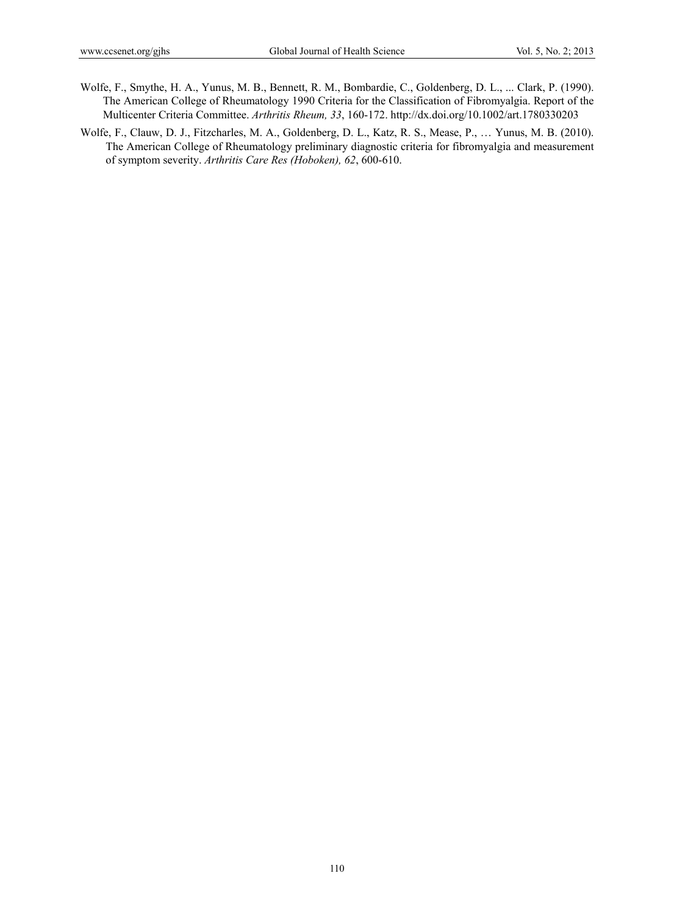Wolfe, F., Smythe, H. A., Yunus, M. B., Bennett, R. M., Bombardie, C., Goldenberg, D. L., ... Clark, P. (1990). The American College of Rheumatology 1990 Criteria for the Classification of Fibromyalgia. Report of the Multicenter Criteria Committee. *Arthritis Rheum, 33*, 160-172. http://dx.doi.org/10.1002/art.1780330203

Wolfe, F., Clauw, D. J., Fitzcharles, M. A., Goldenberg, D. L., Katz, R. S., Mease, P., … Yunus, M. B. (2010). The American College of Rheumatology preliminary diagnostic criteria for fibromyalgia and measurement of symptom severity. *Arthritis Care Res (Hoboken), 62*, 600-610.